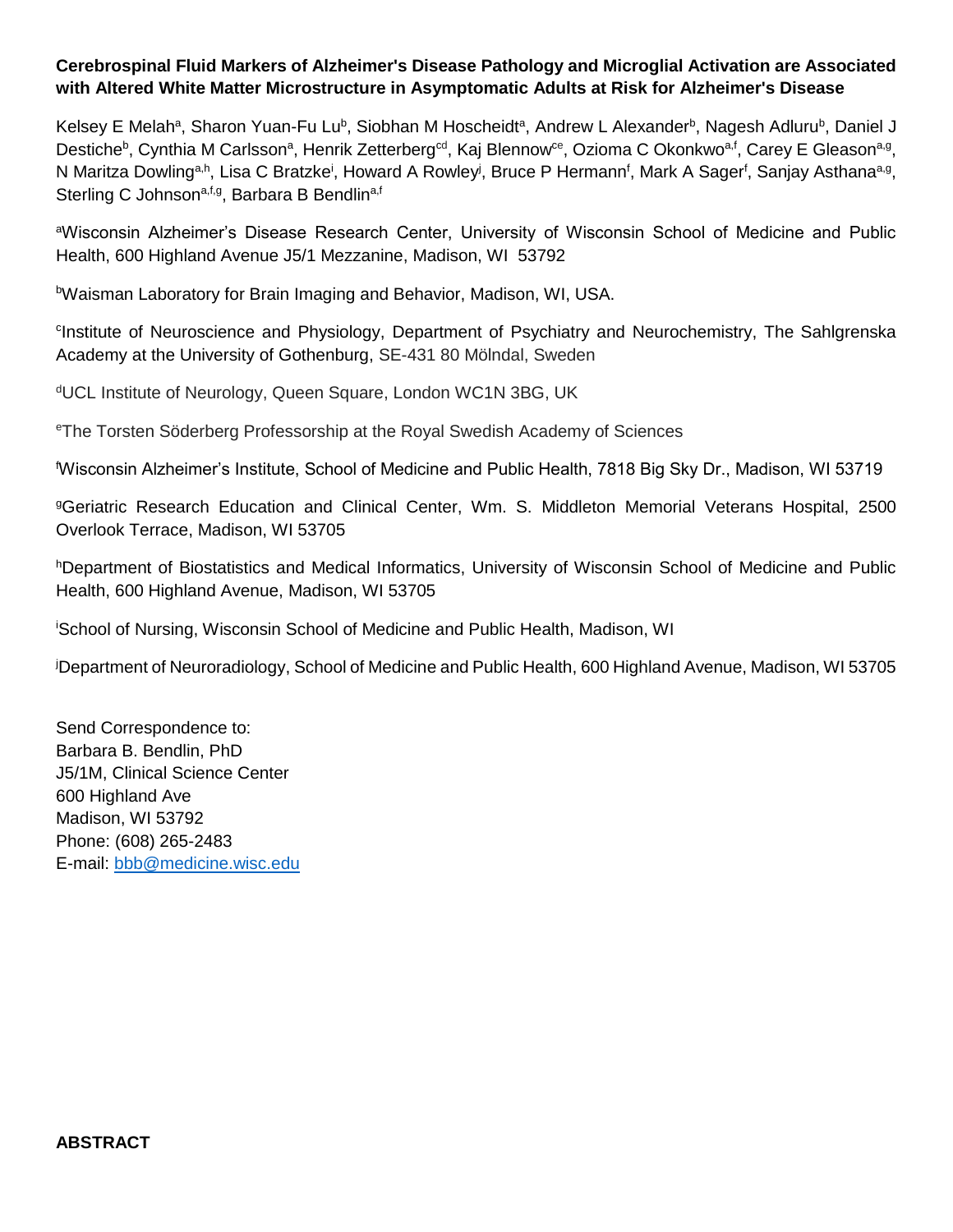**Cerebrospinal Fluid Markers of Alzheimer's Disease Pathology and Microglial Activation are Associated with Altered White Matter Microstructure in Asymptomatic Adults at Risk for Alzheimer's Disease**

Kelsey E Melah[a], Sharon Yuan-Fu Lu[b], Siobhan M Hoscheidt[a], Andrew L Alexander[b], Nagesh Adluru[b], Daniel J Destiche[b], Cynthia M Carlsson[a], Henrik Zetterberg[cd], Kaj Blennow[ce], Ozioma C Okonkwo[a,f], Carey E Gleason[a,g], N Maritza Dowling[a,h], Lisa C Bratzke[i], Howard A Rowley[j], Bruce P Hermann[f], Mark A Sager[f], Sanjay Asthana[a,g], Sterling C Johnson[a,f,g], Barbara B Bendlin[a,f]

[a]Wisconsin Alzheimer's Disease Research Center, University of Wisconsin School of Medicine and Public Health, 600 Highland Avenue J5/1 Mezzanine, Madison, WI 53792

[b]Waisman Laboratory for Brain Imaging and Behavior, Madison, WI, USA.

[c]Institute of Neuroscience and Physiology, Department of Psychiatry and Neurochemistry, The Sahlgrenska Academy at the University of Gothenburg, SE-431 80 Mölndal, Sweden

[d]UCL Institute of Neurology, Queen Square, London WC1N 3BG, UK

[e]The Torsten Söderberg Professorship at the Royal Swedish Academy of Sciences

[f]Wisconsin Alzheimer's Institute, School of Medicine and Public Health, 7818 Big Sky Dr., Madison, WI 53719

[g]Geriatric Research Education and Clinical Center, Wm. S. Middleton Memorial Veterans Hospital, 2500 Overlook Terrace, Madison, WI 53705

[h]Department of Biostatistics and Medical Informatics, University of Wisconsin School of Medicine and Public Health, 600 Highland Avenue, Madison, WI 53705

[i]School of Nursing, Wisconsin School of Medicine and Public Health, Madison, WI

[j]Department of Neuroradiology, School of Medicine and Public Health, 600 Highland Avenue, Madison, WI 53705

Send Correspondence to:
Barbara B. Bendlin, PhD
J5/1M, Clinical Science Center
600 Highland Ave
Madison, WI 53792
Phone: (608) 265-2483
E-mail: bbb@medicine.wisc.edu

## ABSTRACT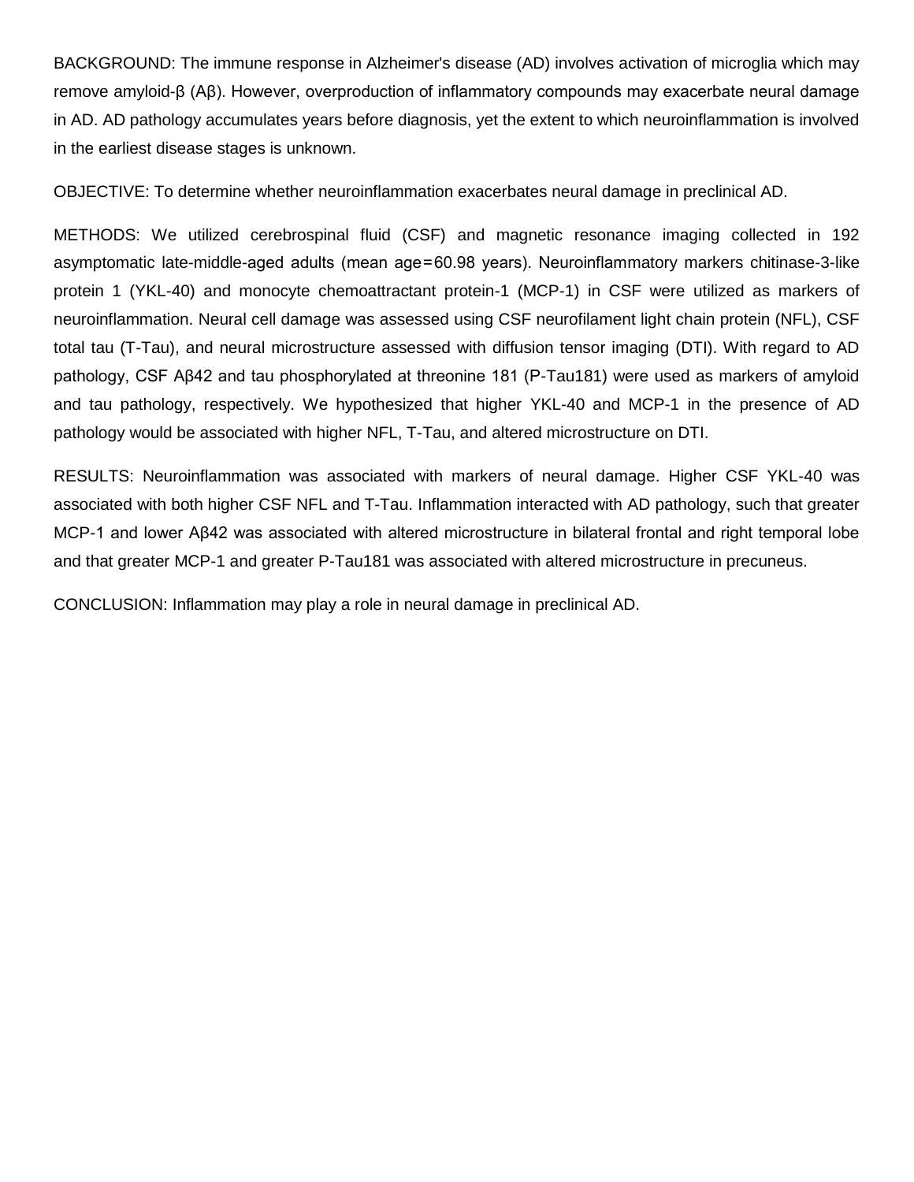BACKGROUND: The immune response in Alzheimer's disease (AD) involves activation of microglia which may remove amyloid-β (Aβ). However, overproduction of inflammatory compounds may exacerbate neural damage in AD. AD pathology accumulates years before diagnosis, yet the extent to which neuroinflammation is involved in the earliest disease stages is unknown.

OBJECTIVE: To determine whether neuroinflammation exacerbates neural damage in preclinical AD.

METHODS: We utilized cerebrospinal fluid (CSF) and magnetic resonance imaging collected in 192 asymptomatic late-middle-aged adults (mean age = 60.98 years). Neuroinflammatory markers chitinase-3-like protein 1 (YKL-40) and monocyte chemoattractant protein-1 (MCP-1) in CSF were utilized as markers of neuroinflammation. Neural cell damage was assessed using CSF neurofilament light chain protein (NFL), CSF total tau (T-Tau), and neural microstructure assessed with diffusion tensor imaging (DTI). With regard to AD pathology, CSF Aβ42 and tau phosphorylated at threonine 181 (P-Tau181) were used as markers of amyloid and tau pathology, respectively. We hypothesized that higher YKL-40 and MCP-1 in the presence of AD pathology would be associated with higher NFL, T-Tau, and altered microstructure on DTI.

RESULTS: Neuroinflammation was associated with markers of neural damage. Higher CSF YKL-40 was associated with both higher CSF NFL and T-Tau. Inflammation interacted with AD pathology, such that greater MCP-1 and lower Aβ42 was associated with altered microstructure in bilateral frontal and right temporal lobe and that greater MCP-1 and greater P-Tau181 was associated with altered microstructure in precuneus.

CONCLUSION: Inflammation may play a role in neural damage in preclinical AD.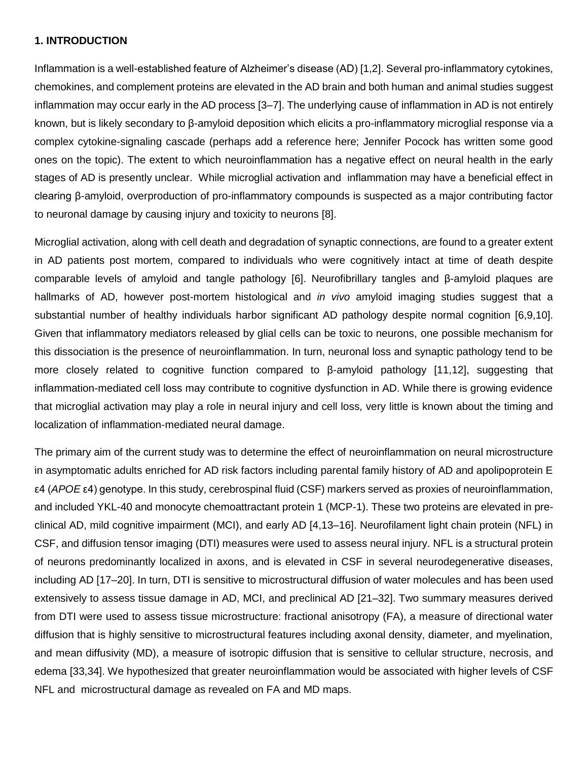## 1. INTRODUCTION

Inflammation is a well-established feature of Alzheimer's disease (AD) [1,2]. Several pro-inflammatory cytokines, chemokines, and complement proteins are elevated in the AD brain and both human and animal studies suggest inflammation may occur early in the AD process [3–7]. The underlying cause of inflammation in AD is not entirely known, but is likely secondary to β-amyloid deposition which elicits a pro-inflammatory microglial response via a complex cytokine-signaling cascade (perhaps add a reference here; Jennifer Pocock has written some good ones on the topic). The extent to which neuroinflammation has a negative effect on neural health in the early stages of AD is presently unclear. While microglial activation and inflammation may have a beneficial effect in clearing β-amyloid, overproduction of pro-inflammatory compounds is suspected as a major contributing factor to neuronal damage by causing injury and toxicity to neurons [8].

Microglial activation, along with cell death and degradation of synaptic connections, are found to a greater extent in AD patients post mortem, compared to individuals who were cognitively intact at time of death despite comparable levels of amyloid and tangle pathology [6]. Neurofibrillary tangles and β-amyloid plaques are hallmarks of AD, however post-mortem histological and *in vivo* amyloid imaging studies suggest that a substantial number of healthy individuals harbor significant AD pathology despite normal cognition [6,9,10]. Given that inflammatory mediators released by glial cells can be toxic to neurons, one possible mechanism for this dissociation is the presence of neuroinflammation. In turn, neuronal loss and synaptic pathology tend to be more closely related to cognitive function compared to β-amyloid pathology [11,12], suggesting that inflammation-mediated cell loss may contribute to cognitive dysfunction in AD. While there is growing evidence that microglial activation may play a role in neural injury and cell loss, very little is known about the timing and localization of inflammation-mediated neural damage.

The primary aim of the current study was to determine the effect of neuroinflammation on neural microstructure in asymptomatic adults enriched for AD risk factors including parental family history of AD and apolipoprotein E ε4 (*APOE* ε4) genotype. In this study, cerebrospinal fluid (CSF) markers served as proxies of neuroinflammation, and included YKL-40 and monocyte chemoattractant protein 1 (MCP-1). These two proteins are elevated in pre-clinical AD, mild cognitive impairment (MCI), and early AD [4,13–16]. Neurofilament light chain protein (NFL) in CSF, and diffusion tensor imaging (DTI) measures were used to assess neural injury. NFL is a structural protein of neurons predominantly localized in axons, and is elevated in CSF in several neurodegenerative diseases, including AD [17–20]. In turn, DTI is sensitive to microstructural diffusion of water molecules and has been used extensively to assess tissue damage in AD, MCI, and preclinical AD [21–32]. Two summary measures derived from DTI were used to assess tissue microstructure: fractional anisotropy (FA), a measure of directional water diffusion that is highly sensitive to microstructural features including axonal density, diameter, and myelination, and mean diffusivity (MD), a measure of isotropic diffusion that is sensitive to cellular structure, necrosis, and edema [33,34]. We hypothesized that greater neuroinflammation would be associated with higher levels of CSF NFL and microstructural damage as revealed on FA and MD maps.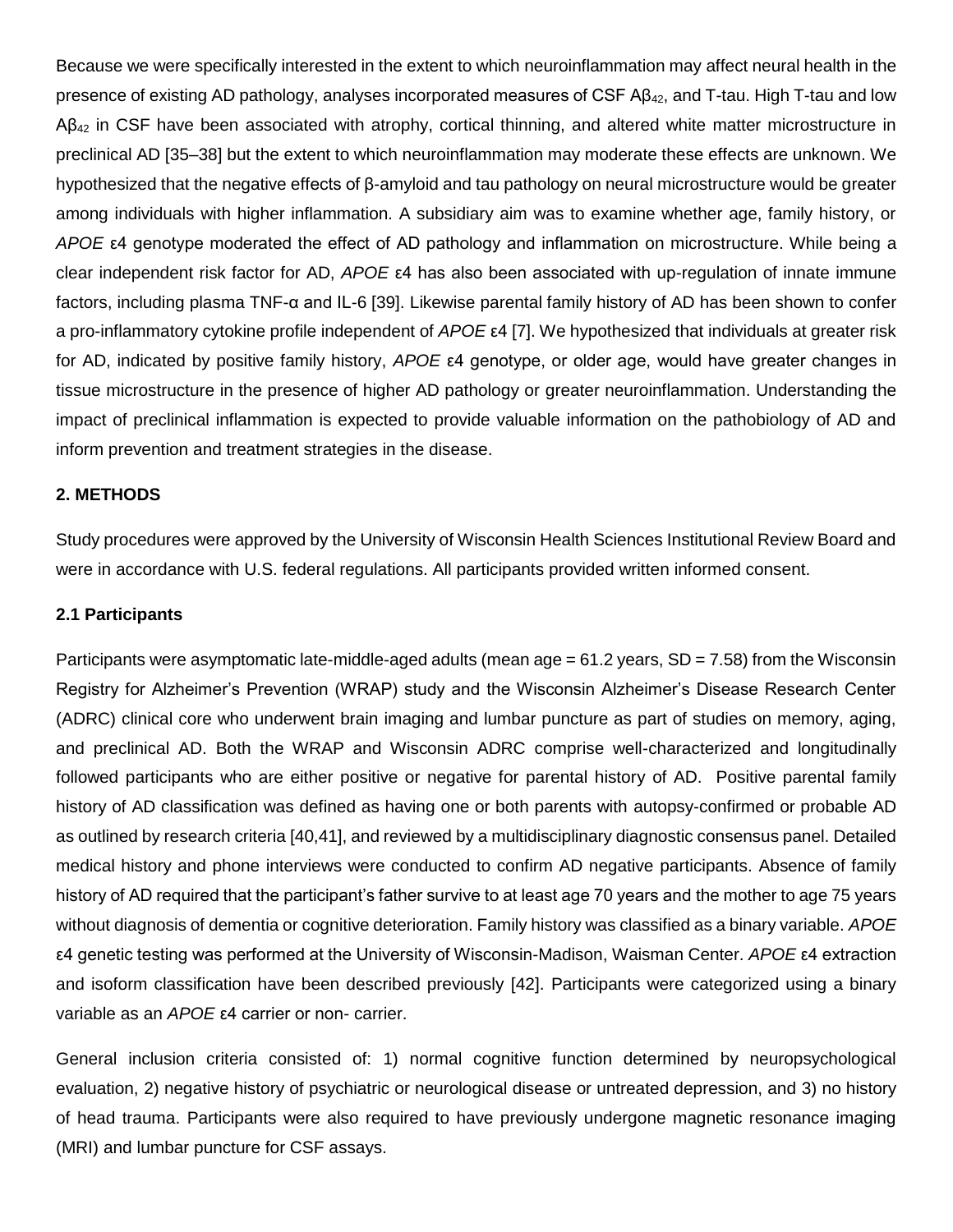Because we were specifically interested in the extent to which neuroinflammation may affect neural health in the presence of existing AD pathology, analyses incorporated measures of CSF $A\beta_{42}$, and T-tau. High T-tau and low $A\beta_{42}$ in CSF have been associated with atrophy, cortical thinning, and altered white matter microstructure in preclinical AD [35–38] but the extent to which neuroinflammation may moderate these effects are unknown. We hypothesized that the negative effects of β-amyloid and tau pathology on neural microstructure would be greater among individuals with higher inflammation. A subsidiary aim was to examine whether age, family history, or *APOE* ε4 genotype moderated the effect of AD pathology and inflammation on microstructure. While being a clear independent risk factor for AD, *APOE* ε4 has also been associated with up-regulation of innate immune factors, including plasma TNF-α and IL-6 [39]. Likewise parental family history of AD has been shown to confer a pro-inflammatory cytokine profile independent of *APOE* ε4 [7]. We hypothesized that individuals at greater risk for AD, indicated by positive family history, *APOE* ε4 genotype, or older age, would have greater changes in tissue microstructure in the presence of higher AD pathology or greater neuroinflammation. Understanding the impact of preclinical inflammation is expected to provide valuable information on the pathobiology of AD and inform prevention and treatment strategies in the disease.

## 2. METHODS

Study procedures were approved by the University of Wisconsin Health Sciences Institutional Review Board and were in accordance with U.S. federal regulations. All participants provided written informed consent.

### 2.1 Participants

Participants were asymptomatic late-middle-aged adults (mean age = 61.2 years, SD = 7.58) from the Wisconsin Registry for Alzheimer's Prevention (WRAP) study and the Wisconsin Alzheimer's Disease Research Center (ADRC) clinical core who underwent brain imaging and lumbar puncture as part of studies on memory, aging, and preclinical AD. Both the WRAP and Wisconsin ADRC comprise well-characterized and longitudinally followed participants who are either positive or negative for parental history of AD. Positive parental family history of AD classification was defined as having one or both parents with autopsy-confirmed or probable AD as outlined by research criteria [40,41], and reviewed by a multidisciplinary diagnostic consensus panel. Detailed medical history and phone interviews were conducted to confirm AD negative participants. Absence of family history of AD required that the participant's father survive to at least age 70 years and the mother to age 75 years without diagnosis of dementia or cognitive deterioration. Family history was classified as a binary variable. *APOE* ε4 genetic testing was performed at the University of Wisconsin-Madison, Waisman Center. *APOE* ε4 extraction and isoform classification have been described previously [42]. Participants were categorized using a binary variable as an *APOE* ε4 carrier or non- carrier.

General inclusion criteria consisted of: 1) normal cognitive function determined by neuropsychological evaluation, 2) negative history of psychiatric or neurological disease or untreated depression, and 3) no history of head trauma. Participants were also required to have previously undergone magnetic resonance imaging (MRI) and lumbar puncture for CSF assays.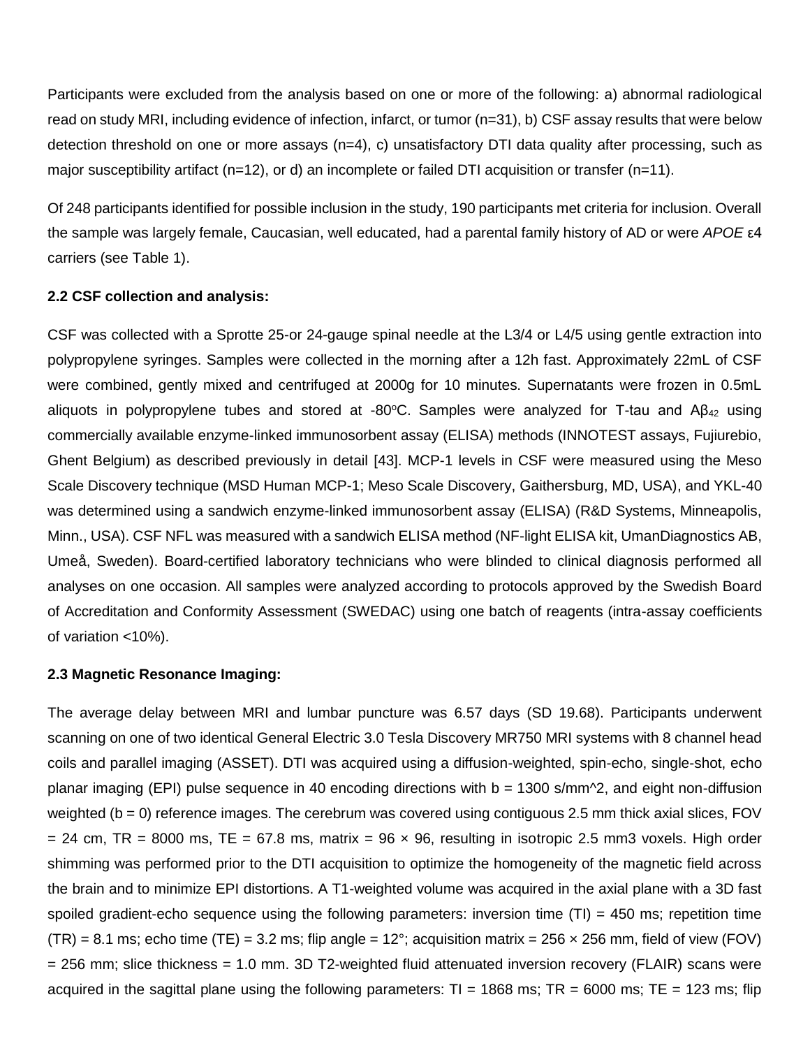Participants were excluded from the analysis based on one or more of the following: a) abnormal radiological read on study MRI, including evidence of infection, infarct, or tumor (n=31), b) CSF assay results that were below detection threshold on one or more assays (n=4), c) unsatisfactory DTI data quality after processing, such as major susceptibility artifact (n=12), or d) an incomplete or failed DTI acquisition or transfer (n=11).

Of 248 participants identified for possible inclusion in the study, 190 participants met criteria for inclusion. Overall the sample was largely female, Caucasian, well educated, had a parental family history of AD or were *APOE* ε4 carriers (see Table 1).

**2.2 CSF collection and analysis:**

CSF was collected with a Sprotte 25-or 24-gauge spinal needle at the L3/4 or L4/5 using gentle extraction into polypropylene syringes. Samples were collected in the morning after a 12h fast. Approximately 22mL of CSF were combined, gently mixed and centrifuged at 2000g for 10 minutes. Supernatants were frozen in 0.5mL aliquots in polypropylene tubes and stored at -80°C. Samples were analyzed for T-tau and $A\beta_{42}$ using commercially available enzyme-linked immunosorbent assay (ELISA) methods (INNOTEST assays, Fujiurebio, Ghent Belgium) as described previously in detail [43]. MCP-1 levels in CSF were measured using the Meso Scale Discovery technique (MSD Human MCP-1; Meso Scale Discovery, Gaithersburg, MD, USA), and YKL-40 was determined using a sandwich enzyme-linked immunosorbent assay (ELISA) (R&D Systems, Minneapolis, Minn., USA). CSF NFL was measured with a sandwich ELISA method (NF-light ELISA kit, UmanDiagnostics AB, Umeå, Sweden). Board-certified laboratory technicians who were blinded to clinical diagnosis performed all analyses on one occasion. All samples were analyzed according to protocols approved by the Swedish Board of Accreditation and Conformity Assessment (SWEDAC) using one batch of reagents (intra-assay coefficients of variation <10%).

**2.3 Magnetic Resonance Imaging:**

The average delay between MRI and lumbar puncture was 6.57 days (SD 19.68). Participants underwent scanning on one of two identical General Electric 3.0 Tesla Discovery MR750 MRI systems with 8 channel head coils and parallel imaging (ASSET). DTI was acquired using a diffusion-weighted, spin-echo, single-shot, echo planar imaging (EPI) pulse sequence in 40 encoding directions with b = 1300 s/mm^2, and eight non-diffusion weighted (b = 0) reference images. The cerebrum was covered using contiguous 2.5 mm thick axial slices, FOV = 24 cm, TR = 8000 ms, TE = 67.8 ms, matrix = 96 × 96, resulting in isotropic 2.5 mm3 voxels. High order shimming was performed prior to the DTI acquisition to optimize the homogeneity of the magnetic field across the brain and to minimize EPI distortions. A T1-weighted volume was acquired in the axial plane with a 3D fast spoiled gradient-echo sequence using the following parameters: inversion time (TI) = 450 ms; repetition time (TR) = 8.1 ms; echo time (TE) = 3.2 ms; flip angle = 12°; acquisition matrix = 256 × 256 mm, field of view (FOV) = 256 mm; slice thickness = 1.0 mm. 3D T2-weighted fluid attenuated inversion recovery (FLAIR) scans were acquired in the sagittal plane using the following parameters: TI = 1868 ms; TR = 6000 ms; TE = 123 ms; flip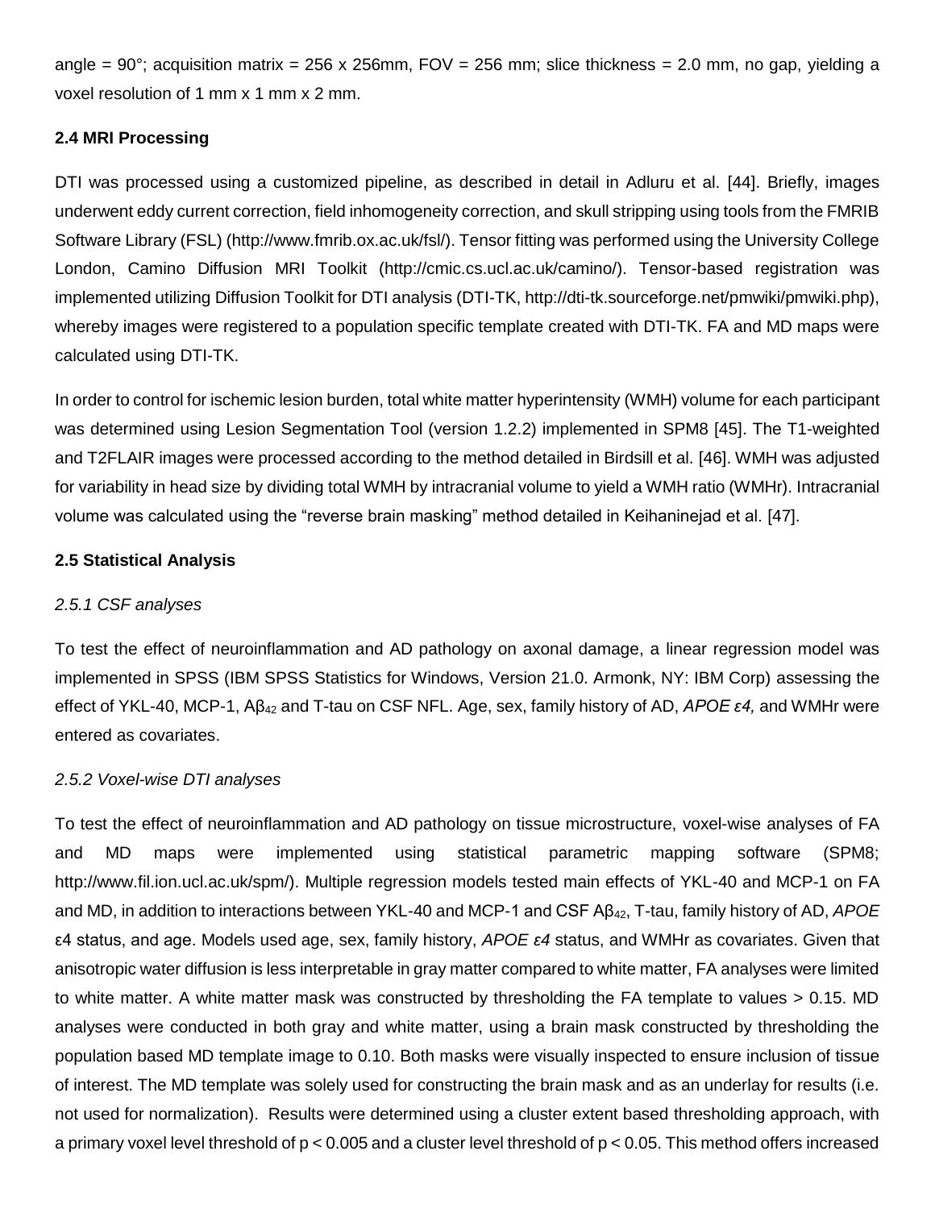angle = 90°; acquisition matrix = 256 x 256mm, FOV = 256 mm; slice thickness = 2.0 mm, no gap, yielding a voxel resolution of 1 mm x 1 mm x 2 mm.

### 2.4 MRI Processing

DTI was processed using a customized pipeline, as described in detail in Adluru et al. [44]. Briefly, images underwent eddy current correction, field inhomogeneity correction, and skull stripping using tools from the FMRIB Software Library (FSL) (http://www.fmrib.ox.ac.uk/fsl/). Tensor fitting was performed using the University College London, Camino Diffusion MRI Toolkit (http://cmic.cs.ucl.ac.uk/camino/). Tensor-based registration was implemented utilizing Diffusion Toolkit for DTI analysis (DTI-TK, http://dti-tk.sourceforge.net/pmwiki/pmwiki.php), whereby images were registered to a population specific template created with DTI-TK. FA and MD maps were calculated using DTI-TK.

In order to control for ischemic lesion burden, total white matter hyperintensity (WMH) volume for each participant was determined using Lesion Segmentation Tool (version 1.2.2) implemented in SPM8 [45]. The T1-weighted and T2FLAIR images were processed according to the method detailed in Birdsill et al. [46]. WMH was adjusted for variability in head size by dividing total WMH by intracranial volume to yield a WMH ratio (WMHr). Intracranial volume was calculated using the "reverse brain masking" method detailed in Keihaninejad et al. [47].

### 2.5 Statistical Analysis

#### *2.5.1 CSF analyses*

To test the effect of neuroinflammation and AD pathology on axonal damage, a linear regression model was implemented in SPSS (IBM SPSS Statistics for Windows, Version 21.0. Armonk, NY: IBM Corp) assessing the effect of YKL-40, MCP-1, $A\beta_{42}$ and T-tau on CSF NFL. Age, sex, family history of AD, *APOE ε4,* and WMHr were entered as covariates.

#### *2.5.2 Voxel-wise DTI analyses*

To test the effect of neuroinflammation and AD pathology on tissue microstructure, voxel-wise analyses of FA and MD maps were implemented using statistical parametric mapping software (SPM8; http://www.fil.ion.ucl.ac.uk/spm/). Multiple regression models tested main effects of YKL-40 and MCP-1 on FA and MD, in addition to interactions between YKL-40 and MCP-1 and CSF $A\beta_{42}$, T-tau, family history of AD, *APOE* ε4 status, and age. Models used age, sex, family history, *APOE ε4* status, and WMHr as covariates. Given that anisotropic water diffusion is less interpretable in gray matter compared to white matter, FA analyses were limited to white matter. A white matter mask was constructed by thresholding the FA template to values > 0.15. MD analyses were conducted in both gray and white matter, using a brain mask constructed by thresholding the population based MD template image to 0.10. Both masks were visually inspected to ensure inclusion of tissue of interest. The MD template was solely used for constructing the brain mask and as an underlay for results (i.e. not used for normalization). Results were determined using a cluster extent based thresholding approach, with a primary voxel level threshold of $p < 0.005$ and a cluster level threshold of $p < 0.05$. This method offers increased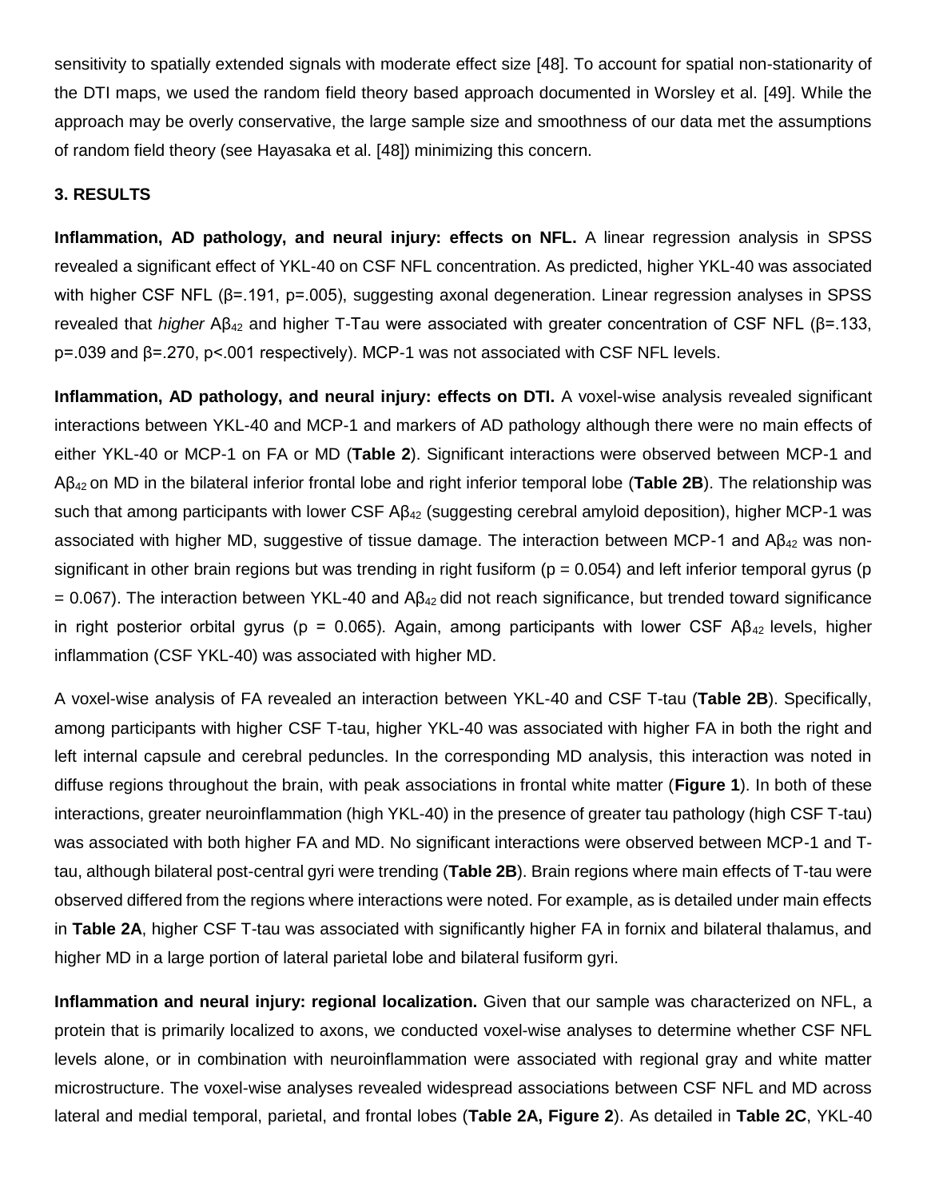sensitivity to spatially extended signals with moderate effect size [48]. To account for spatial non-stationarity of the DTI maps, we used the random field theory based approach documented in Worsley et al. [49]. While the approach may be overly conservative, the large sample size and smoothness of our data met the assumptions of random field theory (see Hayasaka et al. [48]) minimizing this concern.

## 3. RESULTS

**Inflammation, AD pathology, and neural injury: effects on NFL.** A linear regression analysis in SPSS revealed a significant effect of YKL-40 on CSF NFL concentration. As predicted, higher YKL-40 was associated with higher CSF NFL ($\beta$=.191, p=.005), suggesting axonal degeneration. Linear regression analyses in SPSS revealed that *higher* $A\beta_{42}$ and higher T-Tau were associated with greater concentration of CSF NFL ($\beta$=.133, p=.039 and $\beta$=.270, p<.001 respectively). MCP-1 was not associated with CSF NFL levels.

**Inflammation, AD pathology, and neural injury: effects on DTI.** A voxel-wise analysis revealed significant interactions between YKL-40 and MCP-1 and markers of AD pathology although there were no main effects of either YKL-40 or MCP-1 on FA or MD (**Table 2**). Significant interactions were observed between MCP-1 and $A\beta_{42}$ on MD in the bilateral inferior frontal lobe and right inferior temporal lobe (**Table 2B**). The relationship was such that among participants with lower CSF $A\beta_{42}$ (suggesting cerebral amyloid deposition), higher MCP-1 was associated with higher MD, suggestive of tissue damage. The interaction between MCP-1 and $A\beta_{42}$ was non-significant in other brain regions but was trending in right fusiform (p = 0.054) and left inferior temporal gyrus (p = 0.067). The interaction between YKL-40 and $A\beta_{42}$ did not reach significance, but trended toward significance in right posterior orbital gyrus (p = 0.065). Again, among participants with lower CSF $A\beta_{42}$ levels, higher inflammation (CSF YKL-40) was associated with higher MD.

A voxel-wise analysis of FA revealed an interaction between YKL-40 and CSF T-tau (**Table 2B**). Specifically, among participants with higher CSF T-tau, higher YKL-40 was associated with higher FA in both the right and left internal capsule and cerebral peduncles. In the corresponding MD analysis, this interaction was noted in diffuse regions throughout the brain, with peak associations in frontal white matter (**Figure 1**). In both of these interactions, greater neuroinflammation (high YKL-40) in the presence of greater tau pathology (high CSF T-tau) was associated with both higher FA and MD. No significant interactions were observed between MCP-1 and T-tau, although bilateral post-central gyri were trending (**Table 2B**). Brain regions where main effects of T-tau were observed differed from the regions where interactions were noted. For example, as is detailed under main effects in **Table 2A**, higher CSF T-tau was associated with significantly higher FA in fornix and bilateral thalamus, and higher MD in a large portion of lateral parietal lobe and bilateral fusiform gyri.

**Inflammation and neural injury: regional localization.** Given that our sample was characterized on NFL, a protein that is primarily localized to axons, we conducted voxel-wise analyses to determine whether CSF NFL levels alone, or in combination with neuroinflammation were associated with regional gray and white matter microstructure. The voxel-wise analyses revealed widespread associations between CSF NFL and MD across lateral and medial temporal, parietal, and frontal lobes (**Table 2A, Figure 2**). As detailed in **Table 2C**, YKL-40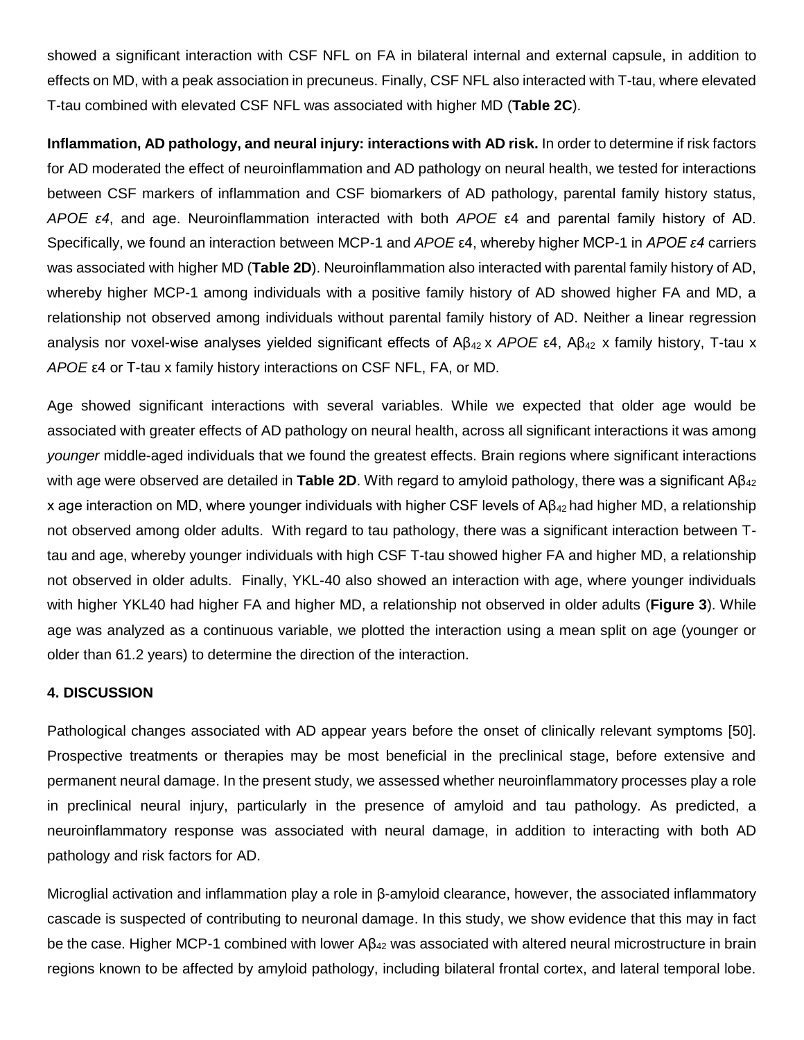showed a significant interaction with CSF NFL on FA in bilateral internal and external capsule, in addition to effects on MD, with a peak association in precuneus. Finally, CSF NFL also interacted with T-tau, where elevated T-tau combined with elevated CSF NFL was associated with higher MD (**Table 2C**).

**Inflammation, AD pathology, and neural injury: interactions with AD risk.** In order to determine if risk factors for AD moderated the effect of neuroinflammation and AD pathology on neural health, we tested for interactions between CSF markers of inflammation and CSF biomarkers of AD pathology, parental family history status, *APOE ε4*, and age. Neuroinflammation interacted with both *APOE* ε4 and parental family history of AD. Specifically, we found an interaction between MCP-1 and *APOE* ε4, whereby higher MCP-1 in *APOE ε4* carriers was associated with higher MD (**Table 2D**). Neuroinflammation also interacted with parental family history of AD, whereby higher MCP-1 among individuals with a positive family history of AD showed higher FA and MD, a relationship not observed among individuals without parental family history of AD. Neither a linear regression analysis nor voxel-wise analyses yielded significant effects of $A\beta_{42}$ x *APOE* ε4, $A\beta_{42}$ x family history, T-tau x *APOE* ε4 or T-tau x family history interactions on CSF NFL, FA, or MD.

Age showed significant interactions with several variables. While we expected that older age would be associated with greater effects of AD pathology on neural health, across all significant interactions it was among *younger* middle-aged individuals that we found the greatest effects. Brain regions where significant interactions with age were observed are detailed in **Table 2D**. With regard to amyloid pathology, there was a significant $A\beta_{42}$ x age interaction on MD, where younger individuals with higher CSF levels of $A\beta_{42}$ had higher MD, a relationship not observed among older adults. With regard to tau pathology, there was a significant interaction between T-tau and age, whereby younger individuals with high CSF T-tau showed higher FA and higher MD, a relationship not observed in older adults. Finally, YKL-40 also showed an interaction with age, where younger individuals with higher YKL40 had higher FA and higher MD, a relationship not observed in older adults (**Figure 3**). While age was analyzed as a continuous variable, we plotted the interaction using a mean split on age (younger or older than 61.2 years) to determine the direction of the interaction.

## 4. DISCUSSION

Pathological changes associated with AD appear years before the onset of clinically relevant symptoms [50]. Prospective treatments or therapies may be most beneficial in the preclinical stage, before extensive and permanent neural damage. In the present study, we assessed whether neuroinflammatory processes play a role in preclinical neural injury, particularly in the presence of amyloid and tau pathology. As predicted, a neuroinflammatory response was associated with neural damage, in addition to interacting with both AD pathology and risk factors for AD.

Microglial activation and inflammation play a role in β-amyloid clearance, however, the associated inflammatory cascade is suspected of contributing to neuronal damage. In this study, we show evidence that this may in fact be the case. Higher MCP-1 combined with lower $A\beta_{42}$ was associated with altered neural microstructure in brain regions known to be affected by amyloid pathology, including bilateral frontal cortex, and lateral temporal lobe.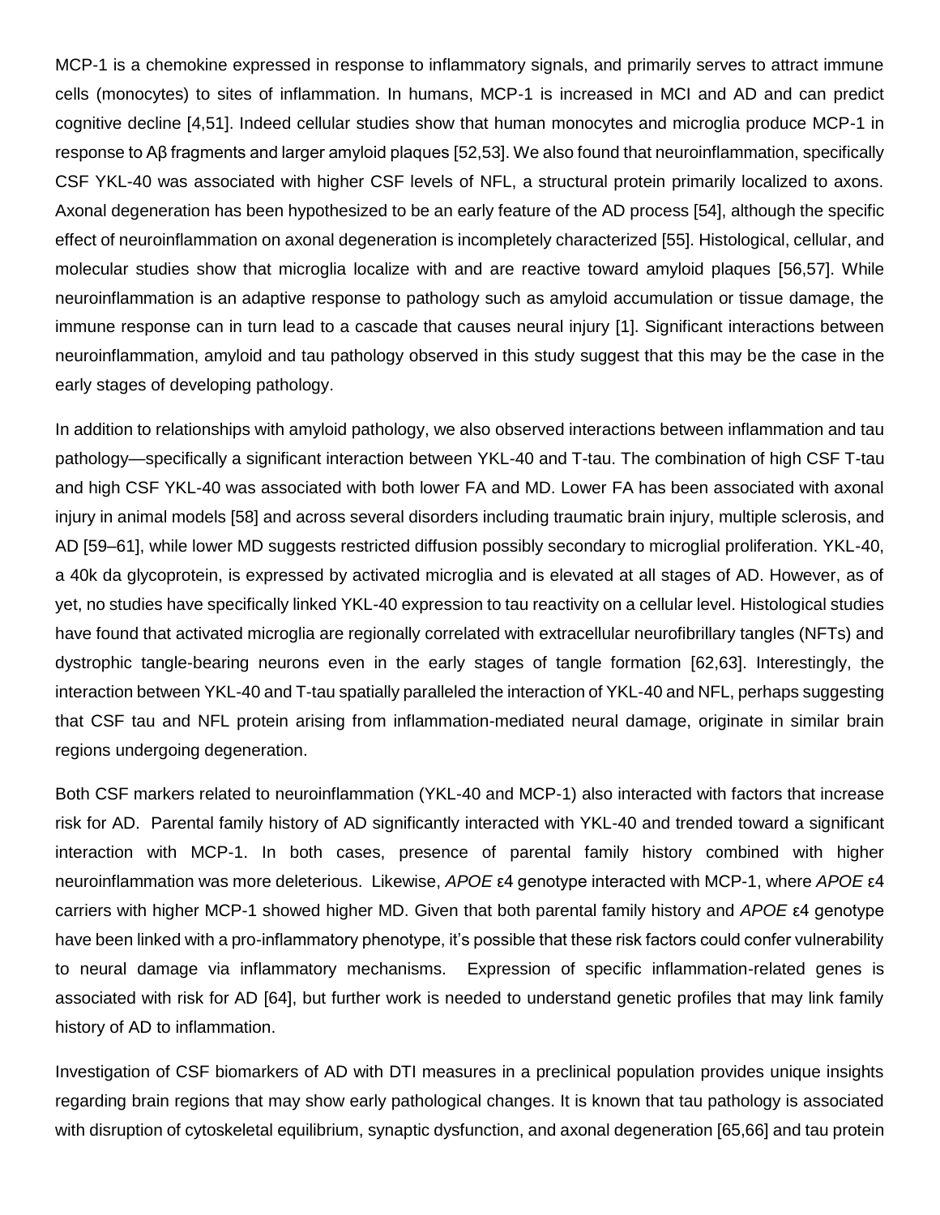MCP-1 is a chemokine expressed in response to inflammatory signals, and primarily serves to attract immune cells (monocytes) to sites of inflammation. In humans, MCP-1 is increased in MCI and AD and can predict cognitive decline [4,51]. Indeed cellular studies show that human monocytes and microglia produce MCP-1 in response to Aβ fragments and larger amyloid plaques [52,53]. We also found that neuroinflammation, specifically CSF YKL-40 was associated with higher CSF levels of NFL, a structural protein primarily localized to axons. Axonal degeneration has been hypothesized to be an early feature of the AD process [54], although the specific effect of neuroinflammation on axonal degeneration is incompletely characterized [55]. Histological, cellular, and molecular studies show that microglia localize with and are reactive toward amyloid plaques [56,57]. While neuroinflammation is an adaptive response to pathology such as amyloid accumulation or tissue damage, the immune response can in turn lead to a cascade that causes neural injury [1]. Significant interactions between neuroinflammation, amyloid and tau pathology observed in this study suggest that this may be the case in the early stages of developing pathology.

In addition to relationships with amyloid pathology, we also observed interactions between inflammation and tau pathology—specifically a significant interaction between YKL-40 and T-tau. The combination of high CSF T-tau and high CSF YKL-40 was associated with both lower FA and MD. Lower FA has been associated with axonal injury in animal models [58] and across several disorders including traumatic brain injury, multiple sclerosis, and AD [59–61], while lower MD suggests restricted diffusion possibly secondary to microglial proliferation. YKL-40, a 40k da glycoprotein, is expressed by activated microglia and is elevated at all stages of AD. However, as of yet, no studies have specifically linked YKL-40 expression to tau reactivity on a cellular level. Histological studies have found that activated microglia are regionally correlated with extracellular neurofibrillary tangles (NFTs) and dystrophic tangle-bearing neurons even in the early stages of tangle formation [62,63]. Interestingly, the interaction between YKL-40 and T-tau spatially paralleled the interaction of YKL-40 and NFL, perhaps suggesting that CSF tau and NFL protein arising from inflammation-mediated neural damage, originate in similar brain regions undergoing degeneration.

Both CSF markers related to neuroinflammation (YKL-40 and MCP-1) also interacted with factors that increase risk for AD. Parental family history of AD significantly interacted with YKL-40 and trended toward a significant interaction with MCP-1. In both cases, presence of parental family history combined with higher neuroinflammation was more deleterious. Likewise, *APOE* ε4 genotype interacted with MCP-1, where *APOE* ε4 carriers with higher MCP-1 showed higher MD. Given that both parental family history and *APOE* ε4 genotype have been linked with a pro-inflammatory phenotype, it's possible that these risk factors could confer vulnerability to neural damage via inflammatory mechanisms. Expression of specific inflammation-related genes is associated with risk for AD [64], but further work is needed to understand genetic profiles that may link family history of AD to inflammation.

Investigation of CSF biomarkers of AD with DTI measures in a preclinical population provides unique insights regarding brain regions that may show early pathological changes. It is known that tau pathology is associated with disruption of cytoskeletal equilibrium, synaptic dysfunction, and axonal degeneration [65,66] and tau protein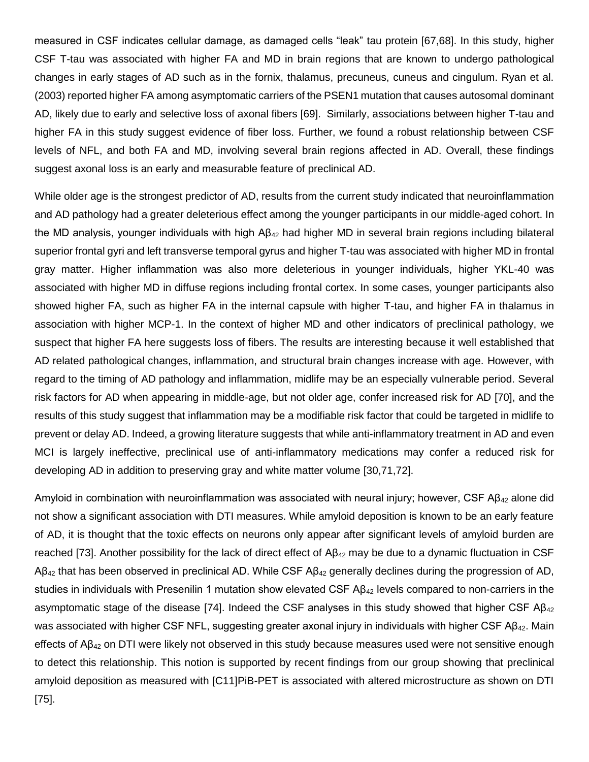measured in CSF indicates cellular damage, as damaged cells "leak" tau protein [67,68]. In this study, higher CSF T-tau was associated with higher FA and MD in brain regions that are known to undergo pathological changes in early stages of AD such as in the fornix, thalamus, precuneus, cuneus and cingulum. Ryan et al. (2003) reported higher FA among asymptomatic carriers of the PSEN1 mutation that causes autosomal dominant AD, likely due to early and selective loss of axonal fibers [69]. Similarly, associations between higher T-tau and higher FA in this study suggest evidence of fiber loss. Further, we found a robust relationship between CSF levels of NFL, and both FA and MD, involving several brain regions affected in AD. Overall, these findings suggest axonal loss is an early and measurable feature of preclinical AD.

While older age is the strongest predictor of AD, results from the current study indicated that neuroinflammation and AD pathology had a greater deleterious effect among the younger participants in our middle-aged cohort. In the MD analysis, younger individuals with high $A\beta_{42}$ had higher MD in several brain regions including bilateral superior frontal gyri and left transverse temporal gyrus and higher T-tau was associated with higher MD in frontal gray matter. Higher inflammation was also more deleterious in younger individuals, higher YKL-40 was associated with higher MD in diffuse regions including frontal cortex. In some cases, younger participants also showed higher FA, such as higher FA in the internal capsule with higher T-tau, and higher FA in thalamus in association with higher MCP-1. In the context of higher MD and other indicators of preclinical pathology, we suspect that higher FA here suggests loss of fibers. The results are interesting because it well established that AD related pathological changes, inflammation, and structural brain changes increase with age. However, with regard to the timing of AD pathology and inflammation, midlife may be an especially vulnerable period. Several risk factors for AD when appearing in middle-age, but not older age, confer increased risk for AD [70], and the results of this study suggest that inflammation may be a modifiable risk factor that could be targeted in midlife to prevent or delay AD. Indeed, a growing literature suggests that while anti-inflammatory treatment in AD and even MCI is largely ineffective, preclinical use of anti-inflammatory medications may confer a reduced risk for developing AD in addition to preserving gray and white matter volume [30,71,72].

Amyloid in combination with neuroinflammation was associated with neural injury; however, CSF $A\beta_{42}$ alone did not show a significant association with DTI measures. While amyloid deposition is known to be an early feature of AD, it is thought that the toxic effects on neurons only appear after significant levels of amyloid burden are reached [73]. Another possibility for the lack of direct effect of $A\beta_{42}$ may be due to a dynamic fluctuation in CSF $A\beta_{42}$ that has been observed in preclinical AD. While CSF $A\beta_{42}$ generally declines during the progression of AD, studies in individuals with Presenilin 1 mutation show elevated CSF $A\beta_{42}$ levels compared to non-carriers in the asymptomatic stage of the disease [74]. Indeed the CSF analyses in this study showed that higher CSF $A\beta_{42}$ was associated with higher CSF NFL, suggesting greater axonal injury in individuals with higher CSF $A\beta_{42}$. Main effects of $A\beta_{42}$ on DTI were likely not observed in this study because measures used were not sensitive enough to detect this relationship. This notion is supported by recent findings from our group showing that preclinical amyloid deposition as measured with [C11]PiB-PET is associated with altered microstructure as shown on DTI [75].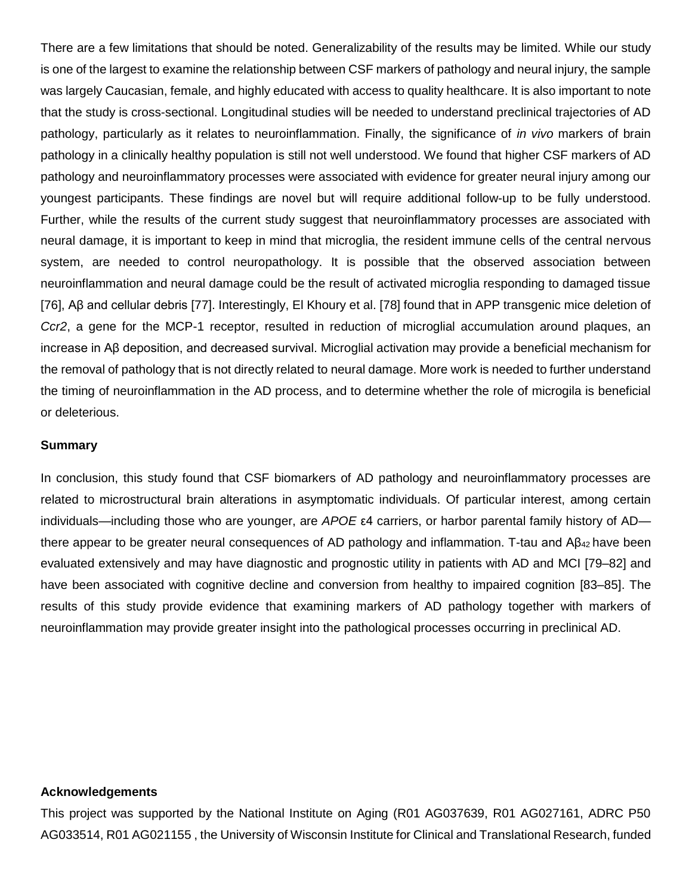There are a few limitations that should be noted. Generalizability of the results may be limited. While our study is one of the largest to examine the relationship between CSF markers of pathology and neural injury, the sample was largely Caucasian, female, and highly educated with access to quality healthcare. It is also important to note that the study is cross-sectional. Longitudinal studies will be needed to understand preclinical trajectories of AD pathology, particularly as it relates to neuroinflammation. Finally, the significance of *in vivo* markers of brain pathology in a clinically healthy population is still not well understood. We found that higher CSF markers of AD pathology and neuroinflammatory processes were associated with evidence for greater neural injury among our youngest participants. These findings are novel but will require additional follow-up to be fully understood. Further, while the results of the current study suggest that neuroinflammatory processes are associated with neural damage, it is important to keep in mind that microglia, the resident immune cells of the central nervous system, are needed to control neuropathology. It is possible that the observed association between neuroinflammation and neural damage could be the result of activated microglia responding to damaged tissue [76], Aβ and cellular debris [77]. Interestingly, El Khoury et al. [78] found that in APP transgenic mice deletion of *Ccr2*, a gene for the MCP-1 receptor, resulted in reduction of microglial accumulation around plaques, an increase in Aβ deposition, and decreased survival. Microglial activation may provide a beneficial mechanism for the removal of pathology that is not directly related to neural damage. More work is needed to further understand the timing of neuroinflammation in the AD process, and to determine whether the role of microgila is beneficial or deleterious.

### Summary

In conclusion, this study found that CSF biomarkers of AD pathology and neuroinflammatory processes are related to microstructural brain alterations in asymptomatic individuals. Of particular interest, among certain individuals—including those who are younger, are *APOE* ε4 carriers, or harbor parental family history of AD—there appear to be greater neural consequences of AD pathology and inflammation. T-tau and $A\beta_{42}$ have been evaluated extensively and may have diagnostic and prognostic utility in patients with AD and MCI [79–82] and have been associated with cognitive decline and conversion from healthy to impaired cognition [83–85]. The results of this study provide evidence that examining markers of AD pathology together with markers of neuroinflammation may provide greater insight into the pathological processes occurring in preclinical AD.

### Acknowledgements

This project was supported by the National Institute on Aging (R01 AG037639, R01 AG027161, ADRC P50 AG033514, R01 AG021155 , the University of Wisconsin Institute for Clinical and Translational Research, funded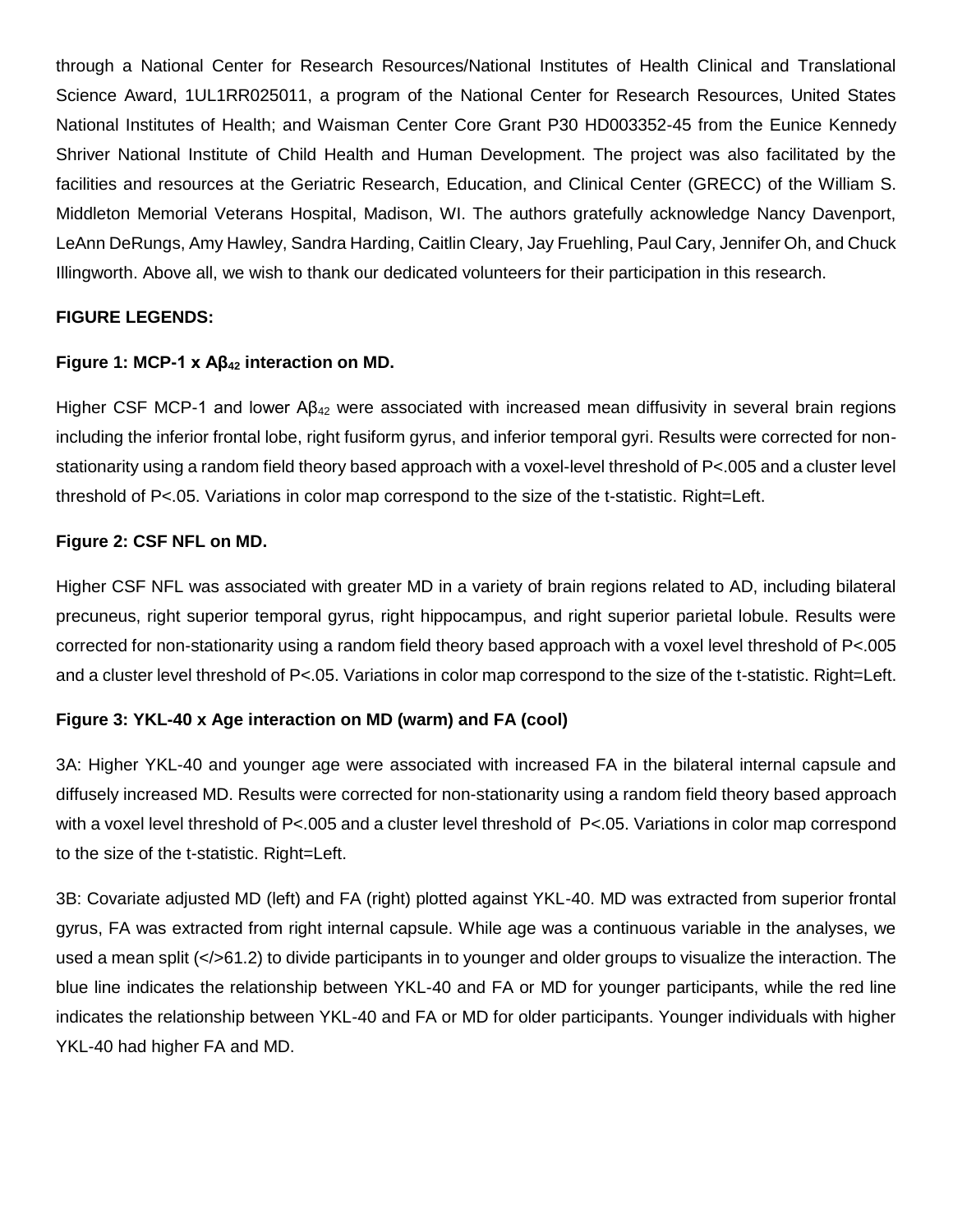through a National Center for Research Resources/National Institutes of Health Clinical and Translational Science Award, 1UL1RR025011, a program of the National Center for Research Resources, United States National Institutes of Health; and Waisman Center Core Grant P30 HD003352-45 from the Eunice Kennedy Shriver National Institute of Child Health and Human Development. The project was also facilitated by the facilities and resources at the Geriatric Research, Education, and Clinical Center (GRECC) of the William S. Middleton Memorial Veterans Hospital, Madison, WI. The authors gratefully acknowledge Nancy Davenport, LeAnn DeRungs, Amy Hawley, Sandra Harding, Caitlin Cleary, Jay Fruehling, Paul Cary, Jennifer Oh, and Chuck Illingworth. Above all, we wish to thank our dedicated volunteers for their participation in this research.

**FIGURE LEGENDS:**

**Figure 1: MCP-1 x $A\beta_{42}$ interaction on MD.**

Higher CSF MCP-1 and lower $A\beta_{42}$ were associated with increased mean diffusivity in several brain regions including the inferior frontal lobe, right fusiform gyrus, and inferior temporal gyri. Results were corrected for non-stationarity using a random field theory based approach with a voxel-level threshold of $P<.005$ and a cluster level threshold of $P<.05$. Variations in color map correspond to the size of the t-statistic. Right=Left.

**Figure 2: CSF NFL on MD.**

Higher CSF NFL was associated with greater MD in a variety of brain regions related to AD, including bilateral precuneus, right superior temporal gyrus, right hippocampus, and right superior parietal lobule. Results were corrected for non-stationarity using a random field theory based approach with a voxel level threshold of $P<.005$ and a cluster level threshold of $P<.05$. Variations in color map correspond to the size of the t-statistic. Right=Left.

**Figure 3: YKL-40 x Age interaction on MD (warm) and FA (cool)**

3A: Higher YKL-40 and younger age were associated with increased FA in the bilateral internal capsule and diffusely increased MD. Results were corrected for non-stationarity using a random field theory based approach with a voxel level threshold of $P<.005$ and a cluster level threshold of $P<.05$. Variations in color map correspond to the size of the t-statistic. Right=Left.

3B: Covariate adjusted MD (left) and FA (right) plotted against YKL-40. MD was extracted from superior frontal gyrus, FA was extracted from right internal capsule. While age was a continuous variable in the analyses, we used a mean split (</>61.2) to divide participants in to younger and older groups to visualize the interaction. The blue line indicates the relationship between YKL-40 and FA or MD for younger participants, while the red line indicates the relationship between YKL-40 and FA or MD for older participants. Younger individuals with higher YKL-40 had higher FA and MD.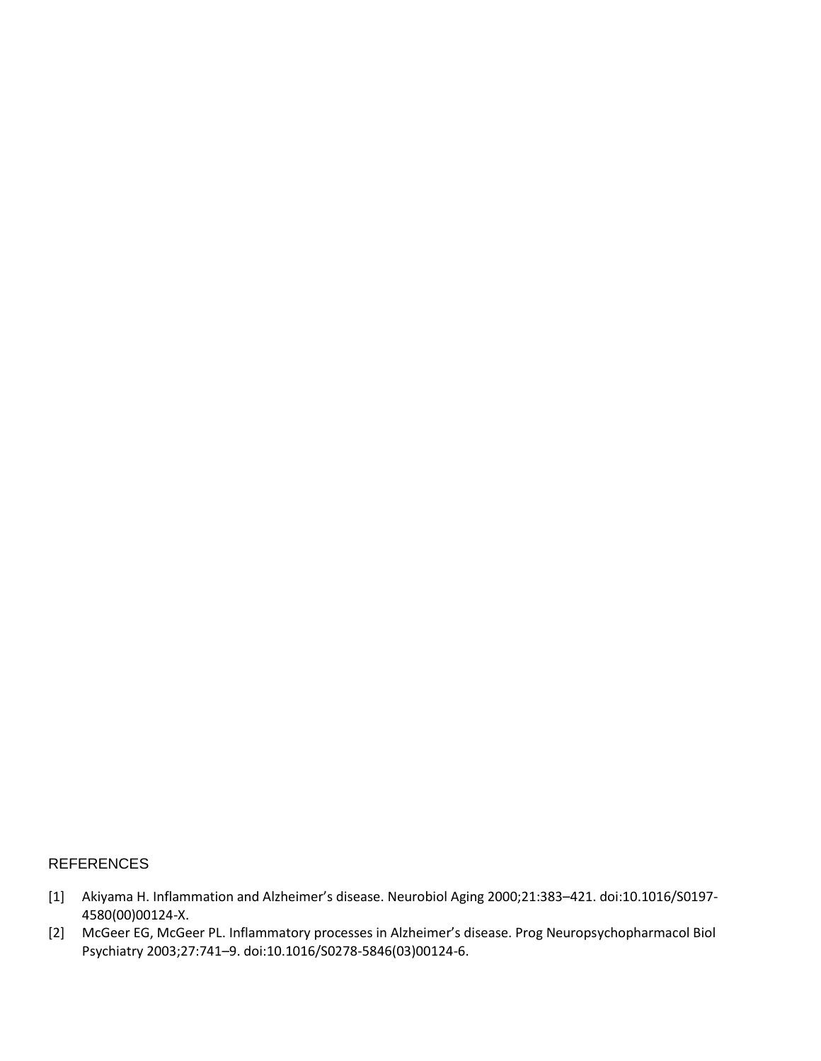## REFERENCES

[1] Akiyama H. Inflammation and Alzheimer's disease. Neurobiol Aging 2000;21:383–421. doi:10.1016/S0197-4580(00)00124-X.

[2] McGeer EG, McGeer PL. Inflammatory processes in Alzheimer's disease. Prog Neuropsychopharmacol Biol Psychiatry 2003;27:741–9. doi:10.1016/S0278-5846(03)00124-6.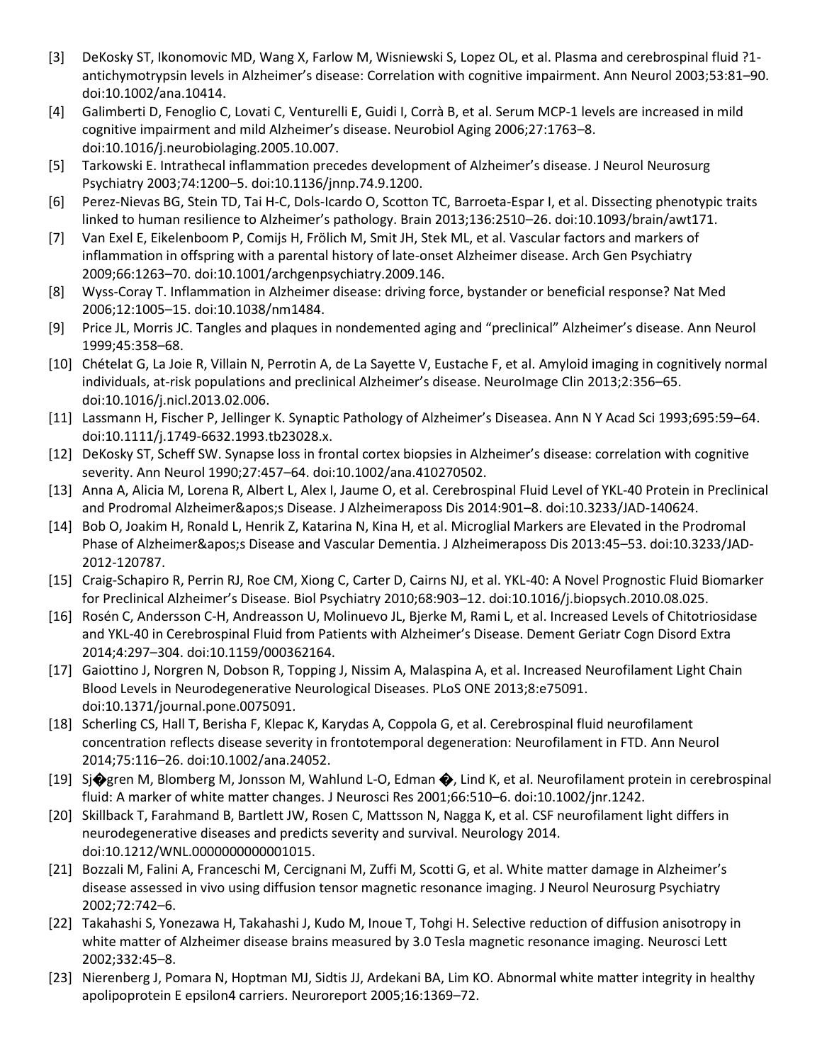[3] DeKosky ST, Ikonomovic MD, Wang X, Farlow M, Wisniewski S, Lopez OL, et al. Plasma and cerebrospinal fluid ?1-antichymotrypsin levels in Alzheimer's disease: Correlation with cognitive impairment. Ann Neurol 2003;53:81–90. doi:10.1002/ana.10414.

[4] Galimberti D, Fenoglio C, Lovati C, Venturelli E, Guidi I, Corrà B, et al. Serum MCP-1 levels are increased in mild cognitive impairment and mild Alzheimer's disease. Neurobiol Aging 2006;27:1763–8. doi:10.1016/j.neurobiolaging.2005.10.007.

[5] Tarkowski E. Intrathecal inflammation precedes development of Alzheimer's disease. J Neurol Neurosurg Psychiatry 2003;74:1200–5. doi:10.1136/jnnp.74.9.1200.

[6] Perez-Nievas BG, Stein TD, Tai H-C, Dols-Icardo O, Scotton TC, Barroeta-Espar I, et al. Dissecting phenotypic traits linked to human resilience to Alzheimer's pathology. Brain 2013;136:2510–26. doi:10.1093/brain/awt171.

[7] Van Exel E, Eikelenboom P, Comijs H, Frölich M, Smit JH, Stek ML, et al. Vascular factors and markers of inflammation in offspring with a parental history of late-onset Alzheimer disease. Arch Gen Psychiatry 2009;66:1263–70. doi:10.1001/archgenpsychiatry.2009.146.

[8] Wyss-Coray T. Inflammation in Alzheimer disease: driving force, bystander or beneficial response? Nat Med 2006;12:1005–15. doi:10.1038/nm1484.

[9] Price JL, Morris JC. Tangles and plaques in nondemented aging and "preclinical" Alzheimer's disease. Ann Neurol 1999;45:358–68.

[10] Chételat G, La Joie R, Villain N, Perrotin A, de La Sayette V, Eustache F, et al. Amyloid imaging in cognitively normal individuals, at-risk populations and preclinical Alzheimer's disease. NeuroImage Clin 2013;2:356–65. doi:10.1016/j.nicl.2013.02.006.

[11] Lassmann H, Fischer P, Jellinger K. Synaptic Pathology of Alzheimer's Diseasea. Ann N Y Acad Sci 1993;695:59–64. doi:10.1111/j.1749-6632.1993.tb23028.x.

[12] DeKosky ST, Scheff SW. Synapse loss in frontal cortex biopsies in Alzheimer's disease: correlation with cognitive severity. Ann Neurol 1990;27:457–64. doi:10.1002/ana.410270502.

[13] Anna A, Alicia M, Lorena R, Albert L, Alex I, Jaume O, et al. Cerebrospinal Fluid Level of YKL-40 Protein in Preclinical and Prodromal Alzheimer&apos;s Disease. J Alzheimeraposs Dis 2014:901–8. doi:10.3233/JAD-140624.

[14] Bob O, Joakim H, Ronald L, Henrik Z, Katarina N, Kina H, et al. Microglial Markers are Elevated in the Prodromal Phase of Alzheimer&apos;s Disease and Vascular Dementia. J Alzheimeraposs Dis 2013:45–53. doi:10.3233/JAD-2012-120787.

[15] Craig-Schapiro R, Perrin RJ, Roe CM, Xiong C, Carter D, Cairns NJ, et al. YKL-40: A Novel Prognostic Fluid Biomarker for Preclinical Alzheimer's Disease. Biol Psychiatry 2010;68:903–12. doi:10.1016/j.biopsych.2010.08.025.

[16] Rosén C, Andersson C-H, Andreasson U, Molinuevo JL, Bjerke M, Rami L, et al. Increased Levels of Chitotriosidase and YKL-40 in Cerebrospinal Fluid from Patients with Alzheimer's Disease. Dement Geriatr Cogn Disord Extra 2014;4:297–304. doi:10.1159/000362164.

[17] Gaiottino J, Norgren N, Dobson R, Topping J, Nissim A, Malaspina A, et al. Increased Neurofilament Light Chain Blood Levels in Neurodegenerative Neurological Diseases. PLoS ONE 2013;8:e75091. doi:10.1371/journal.pone.0075091.

[18] Scherling CS, Hall T, Berisha F, Klepac K, Karydas A, Coppola G, et al. Cerebrospinal fluid neurofilament concentration reflects disease severity in frontotemporal degeneration: Neurofilament in FTD. Ann Neurol 2014;75:116–26. doi:10.1002/ana.24052.

[19] Sj�gren M, Blomberg M, Jonsson M, Wahlund L-O, Edman �, Lind K, et al. Neurofilament protein in cerebrospinal fluid: A marker of white matter changes. J Neurosci Res 2001;66:510–6. doi:10.1002/jnr.1242.

[20] Skillback T, Farahmand B, Bartlett JW, Rosen C, Mattsson N, Nagga K, et al. CSF neurofilament light differs in neurodegenerative diseases and predicts severity and survival. Neurology 2014. doi:10.1212/WNL.0000000000001015.

[21] Bozzali M, Falini A, Franceschi M, Cercignani M, Zuffi M, Scotti G, et al. White matter damage in Alzheimer's disease assessed in vivo using diffusion tensor magnetic resonance imaging. J Neurol Neurosurg Psychiatry 2002;72:742–6.

[22] Takahashi S, Yonezawa H, Takahashi J, Kudo M, Inoue T, Tohgi H. Selective reduction of diffusion anisotropy in white matter of Alzheimer disease brains measured by 3.0 Tesla magnetic resonance imaging. Neurosci Lett 2002;332:45–8.

[23] Nierenberg J, Pomara N, Hoptman MJ, Sidtis JJ, Ardekani BA, Lim KO. Abnormal white matter integrity in healthy apolipoprotein E epsilon4 carriers. Neuroreport 2005;16:1369–72.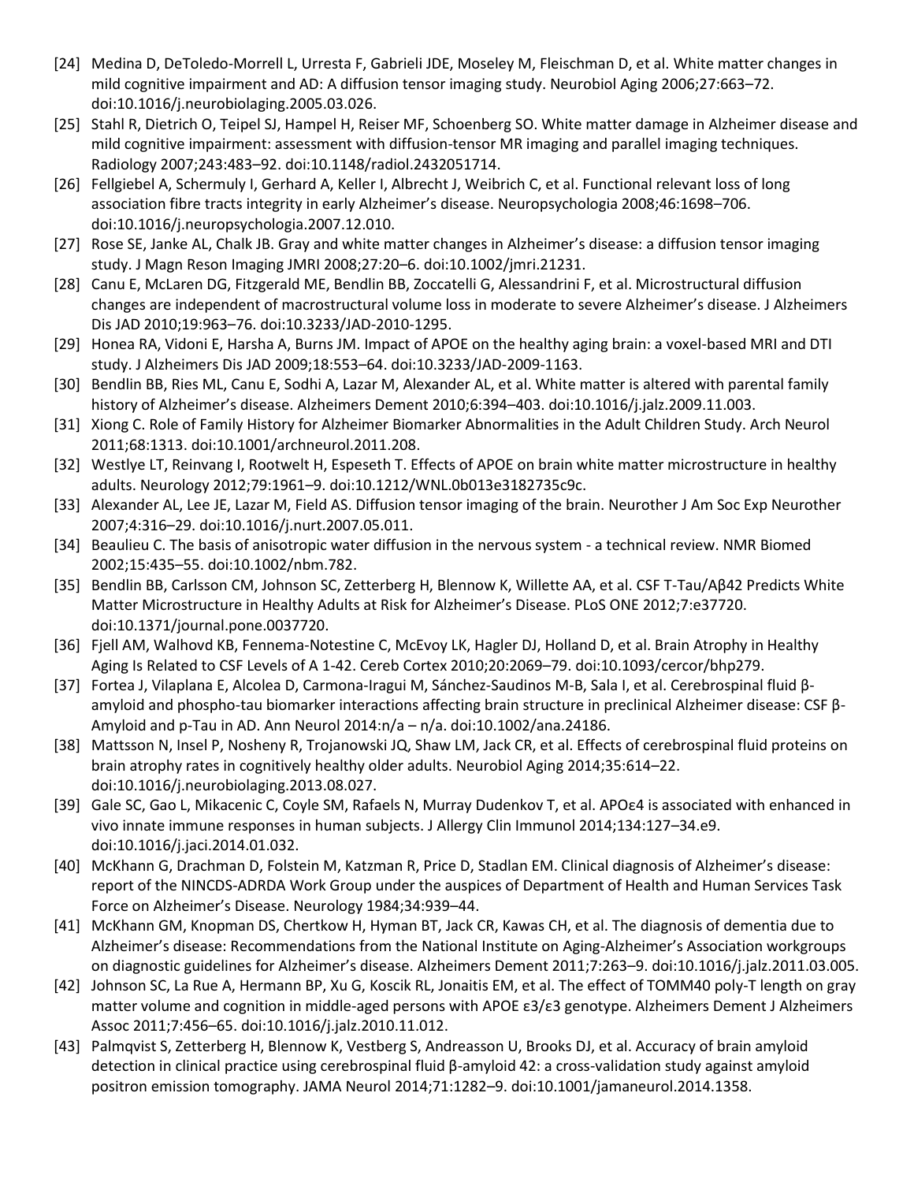[24] Medina D, DeToledo-Morrell L, Urresta F, Gabrieli JDE, Moseley M, Fleischman D, et al. White matter changes in mild cognitive impairment and AD: A diffusion tensor imaging study. Neurobiol Aging 2006;27:663–72. doi:10.1016/j.neurobiolaging.2005.03.026.

[25] Stahl R, Dietrich O, Teipel SJ, Hampel H, Reiser MF, Schoenberg SO. White matter damage in Alzheimer disease and mild cognitive impairment: assessment with diffusion-tensor MR imaging and parallel imaging techniques. Radiology 2007;243:483–92. doi:10.1148/radiol.2432051714.

[26] Fellgiebel A, Schermuly I, Gerhard A, Keller I, Albrecht J, Weibrich C, et al. Functional relevant loss of long association fibre tracts integrity in early Alzheimer's disease. Neuropsychologia 2008;46:1698–706. doi:10.1016/j.neuropsychologia.2007.12.010.

[27] Rose SE, Janke AL, Chalk JB. Gray and white matter changes in Alzheimer's disease: a diffusion tensor imaging study. J Magn Reson Imaging JMRI 2008;27:20–6. doi:10.1002/jmri.21231.

[28] Canu E, McLaren DG, Fitzgerald ME, Bendlin BB, Zoccatelli G, Alessandrini F, et al. Microstructural diffusion changes are independent of macrostructural volume loss in moderate to severe Alzheimer's disease. J Alzheimers Dis JAD 2010;19:963–76. doi:10.3233/JAD-2010-1295.

[29] Honea RA, Vidoni E, Harsha A, Burns JM. Impact of APOE on the healthy aging brain: a voxel-based MRI and DTI study. J Alzheimers Dis JAD 2009;18:553–64. doi:10.3233/JAD-2009-1163.

[30] Bendlin BB, Ries ML, Canu E, Sodhi A, Lazar M, Alexander AL, et al. White matter is altered with parental family history of Alzheimer's disease. Alzheimers Dement 2010;6:394–403. doi:10.1016/j.jalz.2009.11.003.

[31] Xiong C. Role of Family History for Alzheimer Biomarker Abnormalities in the Adult Children Study. Arch Neurol 2011;68:1313. doi:10.1001/archneurol.2011.208.

[32] Westlye LT, Reinvang I, Rootwelt H, Espeseth T. Effects of APOE on brain white matter microstructure in healthy adults. Neurology 2012;79:1961–9. doi:10.1212/WNL.0b013e3182735c9c.

[33] Alexander AL, Lee JE, Lazar M, Field AS. Diffusion tensor imaging of the brain. Neurother J Am Soc Exp Neurother 2007;4:316–29. doi:10.1016/j.nurt.2007.05.011.

[34] Beaulieu C. The basis of anisotropic water diffusion in the nervous system - a technical review. NMR Biomed 2002;15:435–55. doi:10.1002/nbm.782.

[35] Bendlin BB, Carlsson CM, Johnson SC, Zetterberg H, Blennow K, Willette AA, et al. CSF T-Tau/Aβ42 Predicts White Matter Microstructure in Healthy Adults at Risk for Alzheimer's Disease. PLoS ONE 2012;7:e37720. doi:10.1371/journal.pone.0037720.

[36] Fjell AM, Walhovd KB, Fennema-Notestine C, McEvoy LK, Hagler DJ, Holland D, et al. Brain Atrophy in Healthy Aging Is Related to CSF Levels of A 1-42. Cereb Cortex 2010;20:2069–79. doi:10.1093/cercor/bhp279.

[37] Fortea J, Vilaplana E, Alcolea D, Carmona-Iragui M, Sánchez-Saudinos M-B, Sala I, et al. Cerebrospinal fluid β-amyloid and phospho-tau biomarker interactions affecting brain structure in preclinical Alzheimer disease: CSF β-Amyloid and p-Tau in AD. Ann Neurol 2014:n/a – n/a. doi:10.1002/ana.24186.

[38] Mattsson N, Insel P, Nosheny R, Trojanowski JQ, Shaw LM, Jack CR, et al. Effects of cerebrospinal fluid proteins on brain atrophy rates in cognitively healthy older adults. Neurobiol Aging 2014;35:614–22. doi:10.1016/j.neurobiolaging.2013.08.027.

[39] Gale SC, Gao L, Mikacenic C, Coyle SM, Rafaels N, Murray Dudenkov T, et al. APOε4 is associated with enhanced in vivo innate immune responses in human subjects. J Allergy Clin Immunol 2014;134:127–34.e9. doi:10.1016/j.jaci.2014.01.032.

[40] McKhann G, Drachman D, Folstein M, Katzman R, Price D, Stadlan EM. Clinical diagnosis of Alzheimer's disease: report of the NINCDS-ADRDA Work Group under the auspices of Department of Health and Human Services Task Force on Alzheimer's Disease. Neurology 1984;34:939–44.

[41] McKhann GM, Knopman DS, Chertkow H, Hyman BT, Jack CR, Kawas CH, et al. The diagnosis of dementia due to Alzheimer's disease: Recommendations from the National Institute on Aging-Alzheimer's Association workgroups on diagnostic guidelines for Alzheimer's disease. Alzheimers Dement 2011;7:263–9. doi:10.1016/j.jalz.2011.03.005.

[42] Johnson SC, La Rue A, Hermann BP, Xu G, Koscik RL, Jonaitis EM, et al. The effect of TOMM40 poly-T length on gray matter volume and cognition in middle-aged persons with APOE ε3/ε3 genotype. Alzheimers Dement J Alzheimers Assoc 2011;7:456–65. doi:10.1016/j.jalz.2010.11.012.

[43] Palmqvist S, Zetterberg H, Blennow K, Vestberg S, Andreasson U, Brooks DJ, et al. Accuracy of brain amyloid detection in clinical practice using cerebrospinal fluid β-amyloid 42: a cross-validation study against amyloid positron emission tomography. JAMA Neurol 2014;71:1282–9. doi:10.1001/jamaneurol.2014.1358.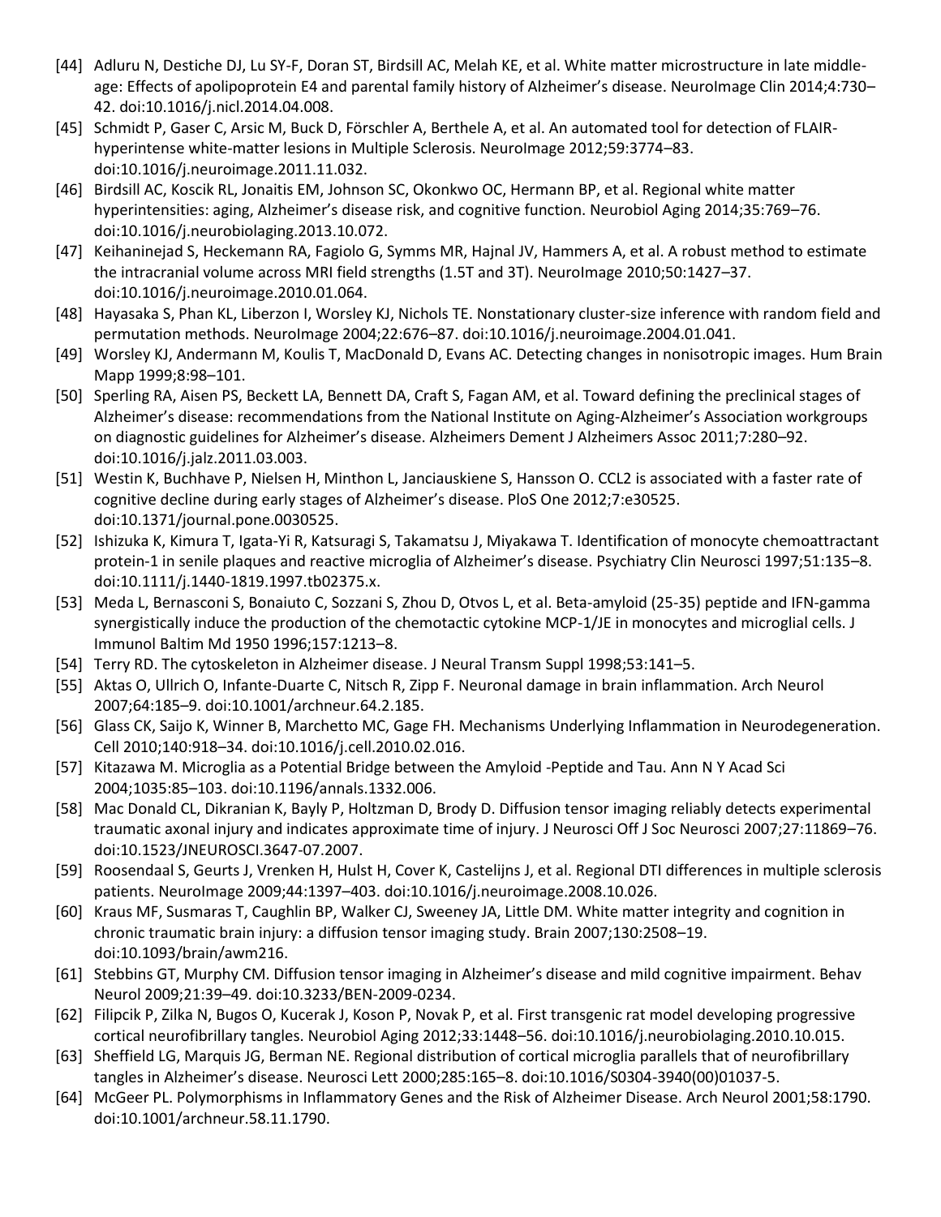[44] Adluru N, Destiche DJ, Lu SY-F, Doran ST, Birdsill AC, Melah KE, et al. White matter microstructure in late middle-age: Effects of apolipoprotein E4 and parental family history of Alzheimer's disease. NeuroImage Clin 2014;4:730–42. doi:10.1016/j.nicl.2014.04.008.

[45] Schmidt P, Gaser C, Arsic M, Buck D, Förschler A, Berthele A, et al. An automated tool for detection of FLAIR-hyperintense white-matter lesions in Multiple Sclerosis. NeuroImage 2012;59:3774–83. doi:10.1016/j.neuroimage.2011.11.032.

[46] Birdsill AC, Koscik RL, Jonaitis EM, Johnson SC, Okonkwo OC, Hermann BP, et al. Regional white matter hyperintensities: aging, Alzheimer's disease risk, and cognitive function. Neurobiol Aging 2014;35:769–76. doi:10.1016/j.neurobiolaging.2013.10.072.

[47] Keihaninejad S, Heckemann RA, Fagiolo G, Symms MR, Hajnal JV, Hammers A, et al. A robust method to estimate the intracranial volume across MRI field strengths (1.5T and 3T). NeuroImage 2010;50:1427–37. doi:10.1016/j.neuroimage.2010.01.064.

[48] Hayasaka S, Phan KL, Liberzon I, Worsley KJ, Nichols TE. Nonstationary cluster-size inference with random field and permutation methods. NeuroImage 2004;22:676–87. doi:10.1016/j.neuroimage.2004.01.041.

[49] Worsley KJ, Andermann M, Koulis T, MacDonald D, Evans AC. Detecting changes in nonisotropic images. Hum Brain Mapp 1999;8:98–101.

[50] Sperling RA, Aisen PS, Beckett LA, Bennett DA, Craft S, Fagan AM, et al. Toward defining the preclinical stages of Alzheimer's disease: recommendations from the National Institute on Aging-Alzheimer's Association workgroups on diagnostic guidelines for Alzheimer's disease. Alzheimers Dement J Alzheimers Assoc 2011;7:280–92. doi:10.1016/j.jalz.2011.03.003.

[51] Westin K, Buchhave P, Nielsen H, Minthon L, Janciauskiene S, Hansson O. CCL2 is associated with a faster rate of cognitive decline during early stages of Alzheimer's disease. PloS One 2012;7:e30525. doi:10.1371/journal.pone.0030525.

[52] Ishizuka K, Kimura T, Igata-Yi R, Katsuragi S, Takamatsu J, Miyakawa T. Identification of monocyte chemoattractant protein-1 in senile plaques and reactive microglia of Alzheimer's disease. Psychiatry Clin Neurosci 1997;51:135–8. doi:10.1111/j.1440-1819.1997.tb02375.x.

[53] Meda L, Bernasconi S, Bonaiuto C, Sozzani S, Zhou D, Otvos L, et al. Beta-amyloid (25-35) peptide and IFN-gamma synergistically induce the production of the chemotactic cytokine MCP-1/JE in monocytes and microglial cells. J Immunol Baltim Md 1950 1996;157:1213–8.

[54] Terry RD. The cytoskeleton in Alzheimer disease. J Neural Transm Suppl 1998;53:141–5.

[55] Aktas O, Ullrich O, Infante-Duarte C, Nitsch R, Zipp F. Neuronal damage in brain inflammation. Arch Neurol 2007;64:185–9. doi:10.1001/archneur.64.2.185.

[56] Glass CK, Saijo K, Winner B, Marchetto MC, Gage FH. Mechanisms Underlying Inflammation in Neurodegeneration. Cell 2010;140:918–34. doi:10.1016/j.cell.2010.02.016.

[57] Kitazawa M. Microglia as a Potential Bridge between the Amyloid -Peptide and Tau. Ann N Y Acad Sci 2004;1035:85–103. doi:10.1196/annals.1332.006.

[58] Mac Donald CL, Dikranian K, Bayly P, Holtzman D, Brody D. Diffusion tensor imaging reliably detects experimental traumatic axonal injury and indicates approximate time of injury. J Neurosci Off J Soc Neurosci 2007;27:11869–76. doi:10.1523/JNEUROSCI.3647-07.2007.

[59] Roosendaal S, Geurts J, Vrenken H, Hulst H, Cover K, Castelijns J, et al. Regional DTI differences in multiple sclerosis patients. NeuroImage 2009;44:1397–403. doi:10.1016/j.neuroimage.2008.10.026.

[60] Kraus MF, Susmaras T, Caughlin BP, Walker CJ, Sweeney JA, Little DM. White matter integrity and cognition in chronic traumatic brain injury: a diffusion tensor imaging study. Brain 2007;130:2508–19. doi:10.1093/brain/awm216.

[61] Stebbins GT, Murphy CM. Diffusion tensor imaging in Alzheimer's disease and mild cognitive impairment. Behav Neurol 2009;21:39–49. doi:10.3233/BEN-2009-0234.

[62] Filipcik P, Zilka N, Bugos O, Kucerak J, Koson P, Novak P, et al. First transgenic rat model developing progressive cortical neurofibrillary tangles. Neurobiol Aging 2012;33:1448–56. doi:10.1016/j.neurobiolaging.2010.10.015.

[63] Sheffield LG, Marquis JG, Berman NE. Regional distribution of cortical microglia parallels that of neurofibrillary tangles in Alzheimer's disease. Neurosci Lett 2000;285:165–8. doi:10.1016/S0304-3940(00)01037-5.

[64] McGeer PL. Polymorphisms in Inflammatory Genes and the Risk of Alzheimer Disease. Arch Neurol 2001;58:1790. doi:10.1001/archneur.58.11.1790.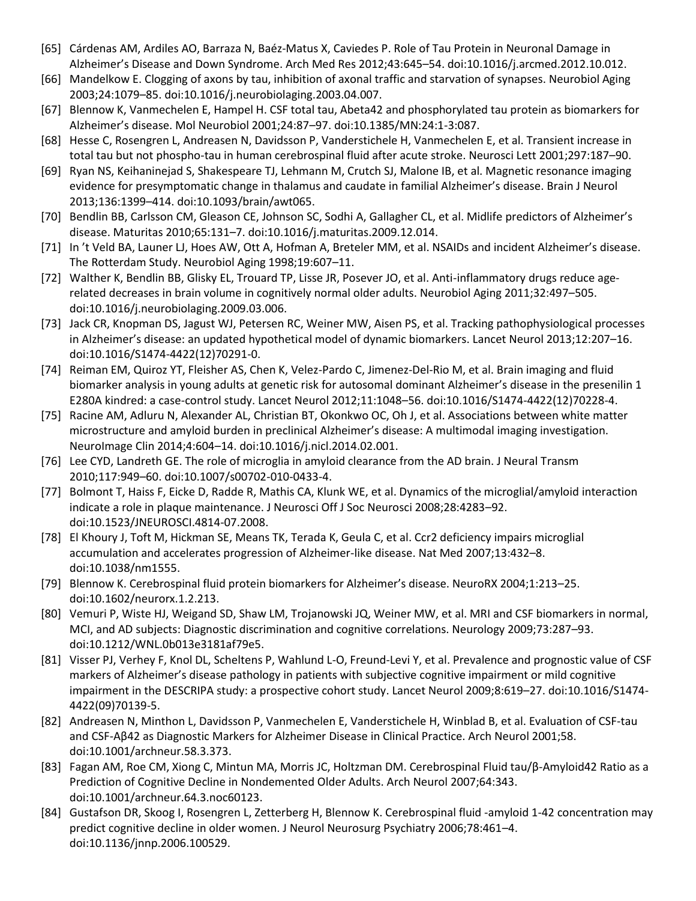[65] Cárdenas AM, Ardiles AO, Barraza N, Baéz-Matus X, Caviedes P. Role of Tau Protein in Neuronal Damage in Alzheimer's Disease and Down Syndrome. Arch Med Res 2012;43:645–54. doi:10.1016/j.arcmed.2012.10.012.

[66] Mandelkow E. Clogging of axons by tau, inhibition of axonal traffic and starvation of synapses. Neurobiol Aging 2003;24:1079–85. doi:10.1016/j.neurobiolaging.2003.04.007.

[67] Blennow K, Vanmechelen E, Hampel H. CSF total tau, Abeta42 and phosphorylated tau protein as biomarkers for Alzheimer's disease. Mol Neurobiol 2001;24:87–97. doi:10.1385/MN:24:1-3:087.

[68] Hesse C, Rosengren L, Andreasen N, Davidsson P, Vanderstichele H, Vanmechelen E, et al. Transient increase in total tau but not phospho-tau in human cerebrospinal fluid after acute stroke. Neurosci Lett 2001;297:187–90.

[69] Ryan NS, Keihaninejad S, Shakespeare TJ, Lehmann M, Crutch SJ, Malone IB, et al. Magnetic resonance imaging evidence for presymptomatic change in thalamus and caudate in familial Alzheimer's disease. Brain J Neurol 2013;136:1399–414. doi:10.1093/brain/awt065.

[70] Bendlin BB, Carlsson CM, Gleason CE, Johnson SC, Sodhi A, Gallagher CL, et al. Midlife predictors of Alzheimer's disease. Maturitas 2010;65:131–7. doi:10.1016/j.maturitas.2009.12.014.

[71] In 't Veld BA, Launer LJ, Hoes AW, Ott A, Hofman A, Breteler MM, et al. NSAIDs and incident Alzheimer's disease. The Rotterdam Study. Neurobiol Aging 1998;19:607–11.

[72] Walther K, Bendlin BB, Glisky EL, Trouard TP, Lisse JR, Posever JO, et al. Anti-inflammatory drugs reduce age-related decreases in brain volume in cognitively normal older adults. Neurobiol Aging 2011;32:497–505. doi:10.1016/j.neurobiolaging.2009.03.006.

[73] Jack CR, Knopman DS, Jagust WJ, Petersen RC, Weiner MW, Aisen PS, et al. Tracking pathophysiological processes in Alzheimer's disease: an updated hypothetical model of dynamic biomarkers. Lancet Neurol 2013;12:207–16. doi:10.1016/S1474-4422(12)70291-0.

[74] Reiman EM, Quiroz YT, Fleisher AS, Chen K, Velez-Pardo C, Jimenez-Del-Rio M, et al. Brain imaging and fluid biomarker analysis in young adults at genetic risk for autosomal dominant Alzheimer's disease in the presenilin 1 E280A kindred: a case-control study. Lancet Neurol 2012;11:1048–56. doi:10.1016/S1474-4422(12)70228-4.

[75] Racine AM, Adluru N, Alexander AL, Christian BT, Okonkwo OC, Oh J, et al. Associations between white matter microstructure and amyloid burden in preclinical Alzheimer's disease: A multimodal imaging investigation. NeuroImage Clin 2014;4:604–14. doi:10.1016/j.nicl.2014.02.001.

[76] Lee CYD, Landreth GE. The role of microglia in amyloid clearance from the AD brain. J Neural Transm 2010;117:949–60. doi:10.1007/s00702-010-0433-4.

[77] Bolmont T, Haiss F, Eicke D, Radde R, Mathis CA, Klunk WE, et al. Dynamics of the microglial/amyloid interaction indicate a role in plaque maintenance. J Neurosci Off J Soc Neurosci 2008;28:4283–92. doi:10.1523/JNEUROSCI.4814-07.2008.

[78] El Khoury J, Toft M, Hickman SE, Means TK, Terada K, Geula C, et al. Ccr2 deficiency impairs microglial accumulation and accelerates progression of Alzheimer-like disease. Nat Med 2007;13:432–8. doi:10.1038/nm1555.

[79] Blennow K. Cerebrospinal fluid protein biomarkers for Alzheimer's disease. NeuroRX 2004;1:213–25. doi:10.1602/neurorx.1.2.213.

[80] Vemuri P, Wiste HJ, Weigand SD, Shaw LM, Trojanowski JQ, Weiner MW, et al. MRI and CSF biomarkers in normal, MCI, and AD subjects: Diagnostic discrimination and cognitive correlations. Neurology 2009;73:287–93. doi:10.1212/WNL.0b013e3181af79e5.

[81] Visser PJ, Verhey F, Knol DL, Scheltens P, Wahlund L-O, Freund-Levi Y, et al. Prevalence and prognostic value of CSF markers of Alzheimer's disease pathology in patients with subjective cognitive impairment or mild cognitive impairment in the DESCRIPA study: a prospective cohort study. Lancet Neurol 2009;8:619–27. doi:10.1016/S1474-4422(09)70139-5.

[82] Andreasen N, Minthon L, Davidsson P, Vanmechelen E, Vanderstichele H, Winblad B, et al. Evaluation of CSF-tau and CSF-Aβ42 as Diagnostic Markers for Alzheimer Disease in Clinical Practice. Arch Neurol 2001;58. doi:10.1001/archneur.58.3.373.

[83] Fagan AM, Roe CM, Xiong C, Mintun MA, Morris JC, Holtzman DM. Cerebrospinal Fluid tau/β-Amyloid42 Ratio as a Prediction of Cognitive Decline in Nondemented Older Adults. Arch Neurol 2007;64:343. doi:10.1001/archneur.64.3.noc60123.

[84] Gustafson DR, Skoog I, Rosengren L, Zetterberg H, Blennow K. Cerebrospinal fluid -amyloid 1-42 concentration may predict cognitive decline in older women. J Neurol Neurosurg Psychiatry 2006;78:461–4. doi:10.1136/jnnp.2006.100529.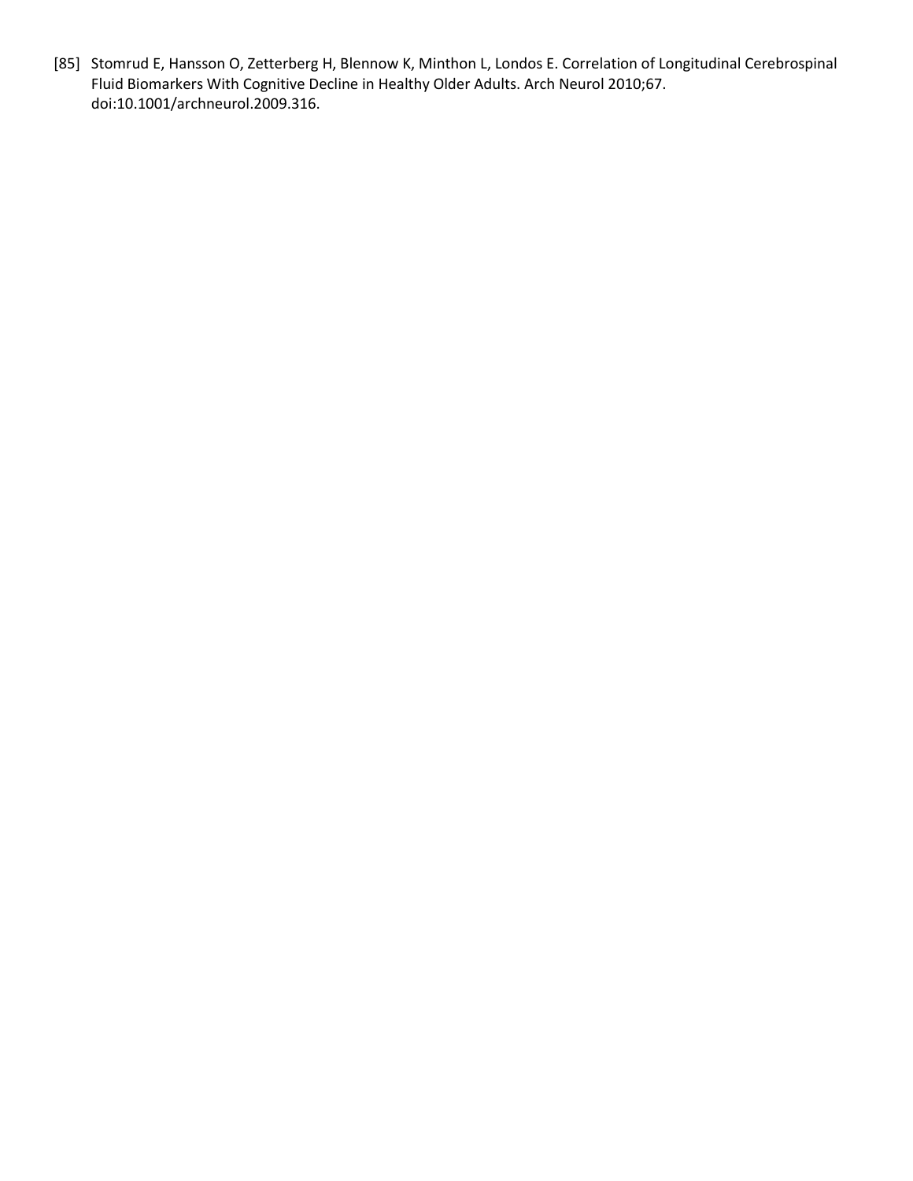[85] Stomrud E, Hansson O, Zetterberg H, Blennow K, Minthon L, Londos E. Correlation of Longitudinal Cerebrospinal Fluid Biomarkers With Cognitive Decline in Healthy Older Adults. Arch Neurol 2010;67. doi:10.1001/archneurol.2009.316.